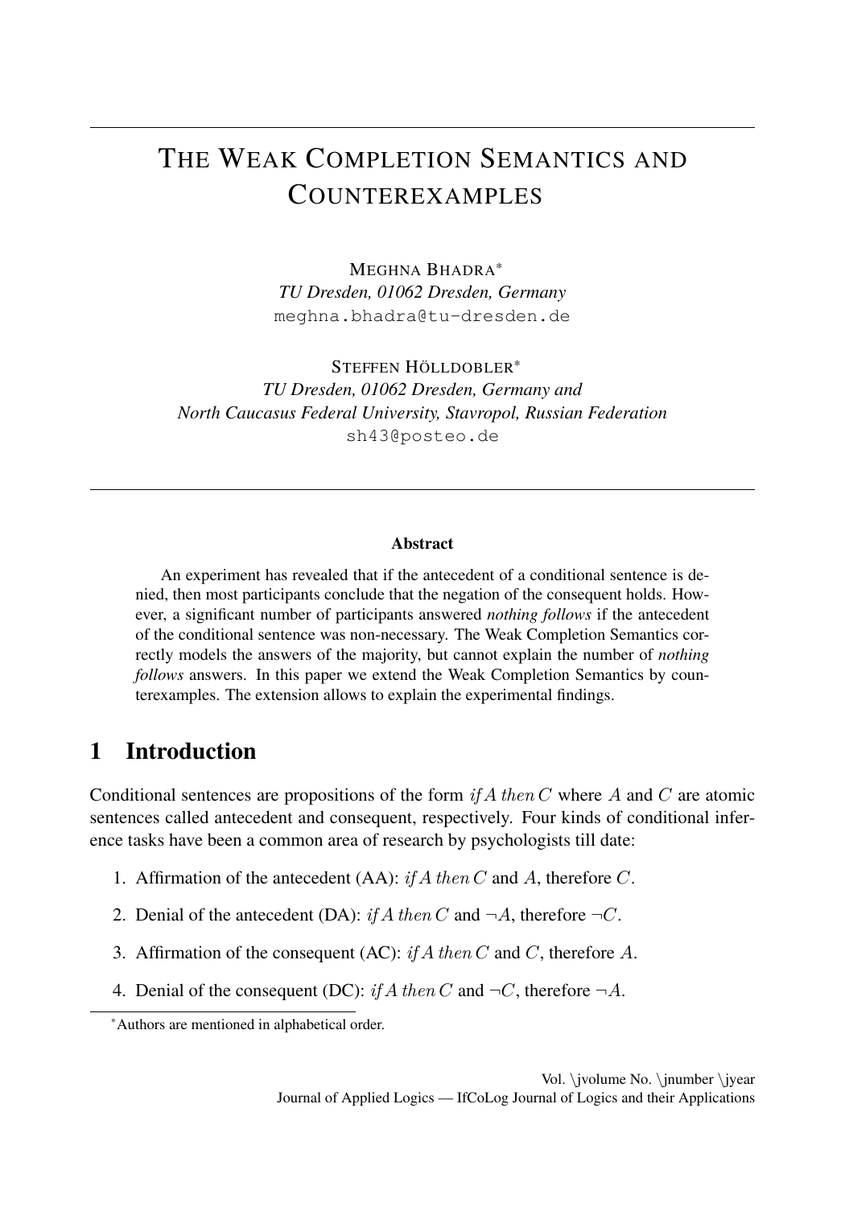# The Weak Completion Semantics and Counterexamples

Meghna Bhadra[*]
*TU Dresden, 01062 Dresden, Germany*
meghna.bhadra@tu-dresden.de

Steffen Hölldobler[*]
*TU Dresden, 01062 Dresden, Germany and*
*North Caucasus Federal University, Stavropol, Russian Federation*
sh43@posteo.de

**Abstract**

An experiment has revealed that if the antecedent of a conditional sentence is denied, then most participants conclude that the negation of the consequent holds. However, a significant number of participants answered *nothing follows* if the antecedent of the conditional sentence was non-necessary. The Weak Completion Semantics correctly models the answers of the majority, but cannot explain the number of *nothing follows* answers. In this paper we extend the Weak Completion Semantics by counterexamples. The extension allows to explain the experimental findings.

## 1 Introduction

Conditional sentences are propositions of the form *if* $A$ *then* $C$ where $A$ and $C$ are atomic sentences called antecedent and consequent, respectively. Four kinds of conditional inference tasks have been a common area of research by psychologists till date:

1. Affirmation of the antecedent (AA): *if* $A$ *then* $C$ and $A$, therefore $C$.
2. Denial of the antecedent (DA): *if* $A$ *then* $C$ and $\neg A$, therefore $\neg C$.
3. Affirmation of the consequent (AC): *if* $A$ *then* $C$ and $C$, therefore $A$.
4. Denial of the consequent (DC): *if* $A$ *then* $C$ and $\neg C$, therefore $\neg A$.

[*]Authors are mentioned in alphabetical order.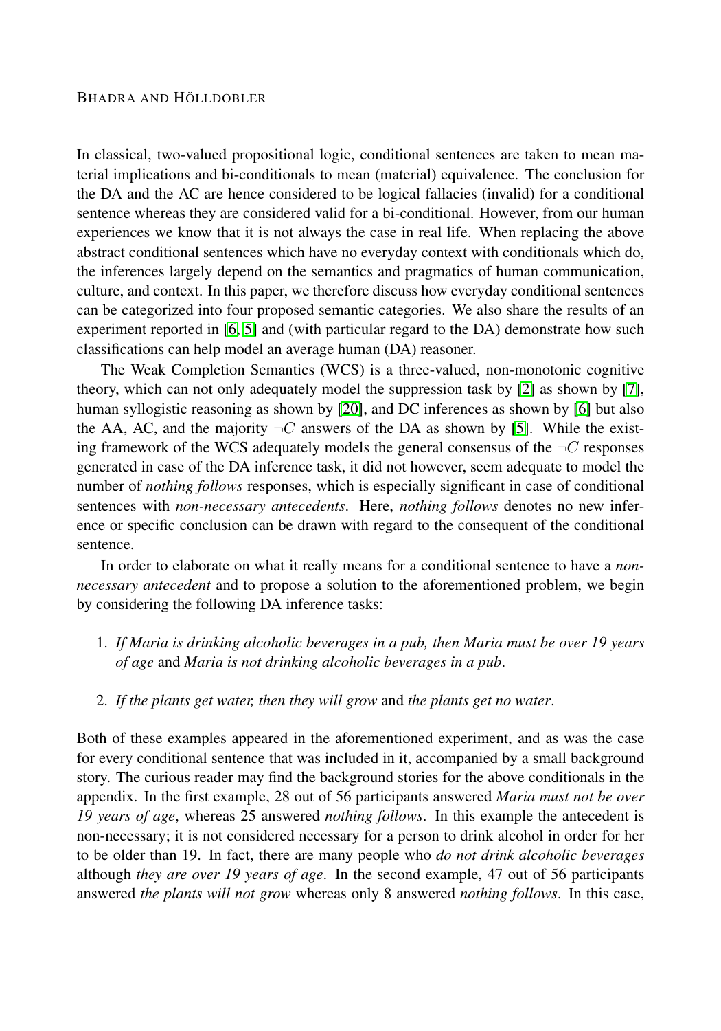In classical, two-valued propositional logic, conditional sentences are taken to mean material implications and bi-conditionals to mean (material) equivalence. The conclusion for the DA and the AC are hence considered to be logical fallacies (invalid) for a conditional sentence whereas they are considered valid for a bi-conditional. However, from our human experiences we know that it is not always the case in real life. When replacing the above abstract conditional sentences which have no everyday context with conditionals which do, the inferences largely depend on the semantics and pragmatics of human communication, culture, and context. In this paper, we therefore discuss how everyday conditional sentences can be categorized into four proposed semantic categories. We also share the results of an experiment reported in [6, 5] and (with particular regard to the DA) demonstrate how such classifications can help model an average human (DA) reasoner.

The Weak Completion Semantics (WCS) is a three-valued, non-monotonic cognitive theory, which can not only adequately model the suppression task by [2] as shown by [7], human syllogistic reasoning as shown by [20], and DC inferences as shown by [6] but also the AA, AC, and the majority $\neg C$ answers of the DA as shown by [5]. While the existing framework of the WCS adequately models the general consensus of the $\neg C$ responses generated in case of the DA inference task, it did not however, seem adequate to model the number of *nothing follows* responses, which is especially significant in case of conditional sentences with *non-necessary antecedents*. Here, *nothing follows* denotes no new inference or specific conclusion can be drawn with regard to the consequent of the conditional sentence.

In order to elaborate on what it really means for a conditional sentence to have a *non-necessary antecedent* and to propose a solution to the aforementioned problem, we begin by considering the following DA inference tasks:

1. *If Maria is drinking alcoholic beverages in a pub, then Maria must be over 19 years of age* and *Maria is not drinking alcoholic beverages in a pub*.

2. *If the plants get water, then they will grow* and *the plants get no water*.

Both of these examples appeared in the aforementioned experiment, and as was the case for every conditional sentence that was included in it, accompanied by a small background story. The curious reader may find the background stories for the above conditionals in the appendix. In the first example, 28 out of 56 participants answered *Maria must not be over 19 years of age*, whereas 25 answered *nothing follows*. In this example the antecedent is non-necessary; it is not considered necessary for a person to drink alcohol in order for her to be older than 19. In fact, there are many people who *do not drink alcoholic beverages* although *they are over 19 years of age*. In the second example, 47 out of 56 participants answered *the plants will not grow* whereas only 8 answered *nothing follows*. In this case,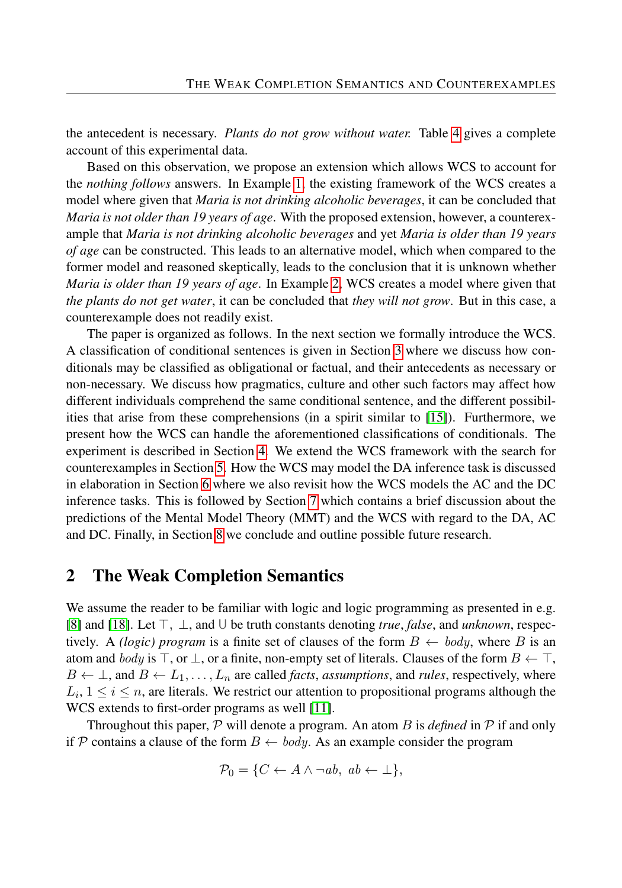the antecedent is necessary. *Plants do not grow without water.* Table 4 gives a complete account of this experimental data.

Based on this observation, we propose an extension which allows WCS to account for the *nothing follows* answers. In Example 1, the existing framework of the WCS creates a model where given that *Maria is not drinking alcoholic beverages*, it can be concluded that *Maria is not older than 19 years of age*. With the proposed extension, however, a counterexample that *Maria is not drinking alcoholic beverages* and yet *Maria is older than 19 years of age* can be constructed. This leads to an alternative model, which when compared to the former model and reasoned skeptically, leads to the conclusion that it is unknown whether *Maria is older than 19 years of age*. In Example 2, WCS creates a model where given that *the plants do not get water*, it can be concluded that *they will not grow*. But in this case, a counterexample does not readily exist.

The paper is organized as follows. In the next section we formally introduce the WCS. A classification of conditional sentences is given in Section 3 where we discuss how conditionals may be classified as obligational or factual, and their antecedents as necessary or non-necessary. We discuss how pragmatics, culture and other such factors may affect how different individuals comprehend the same conditional sentence, and the different possibilities that arise from these comprehensions (in a spirit similar to [15]). Furthermore, we present how the WCS can handle the aforementioned classifications of conditionals. The experiment is described in Section 4. We extend the WCS framework with the search for counterexamples in Section 5. How the WCS may model the DA inference task is discussed in elaboration in Section 6 where we also revisit how the WCS models the AC and the DC inference tasks. This is followed by Section 7 which contains a brief discussion about the predictions of the Mental Model Theory (MMT) and the WCS with regard to the DA, AC and DC. Finally, in Section 8 we conclude and outline possible future research.

## 2 The Weak Completion Semantics

We assume the reader to be familiar with logic and logic programming as presented in e.g. [8] and [18]. Let $\top$, $\bot$, and $\cup$ be truth constants denoting *true*, *false*, and *unknown*, respectively. A *(logic) program* is a finite set of clauses of the form $B \leftarrow body$, where $B$ is an atom and $body$ is $\top$, or $\bot$, or a finite, non-empty set of literals. Clauses of the form $B \leftarrow \top$, $B \leftarrow \bot$, and $B \leftarrow L_1, \ldots, L_n$ are called *facts*, *assumptions*, and *rules*, respectively, where $L_i$, $1 \leq i \leq n$, are literals. We restrict our attention to propositional programs although the WCS extends to first-order programs as well [11].

Throughout this paper, $\mathcal{P}$ will denote a program. An atom $B$ is *defined* in $\mathcal{P}$ if and only if $\mathcal{P}$ contains a clause of the form $B \leftarrow body$. As an example consider the program

$$\mathcal{P}_0 = \{C \leftarrow A \wedge \neg ab,\ ab \leftarrow \bot\},$$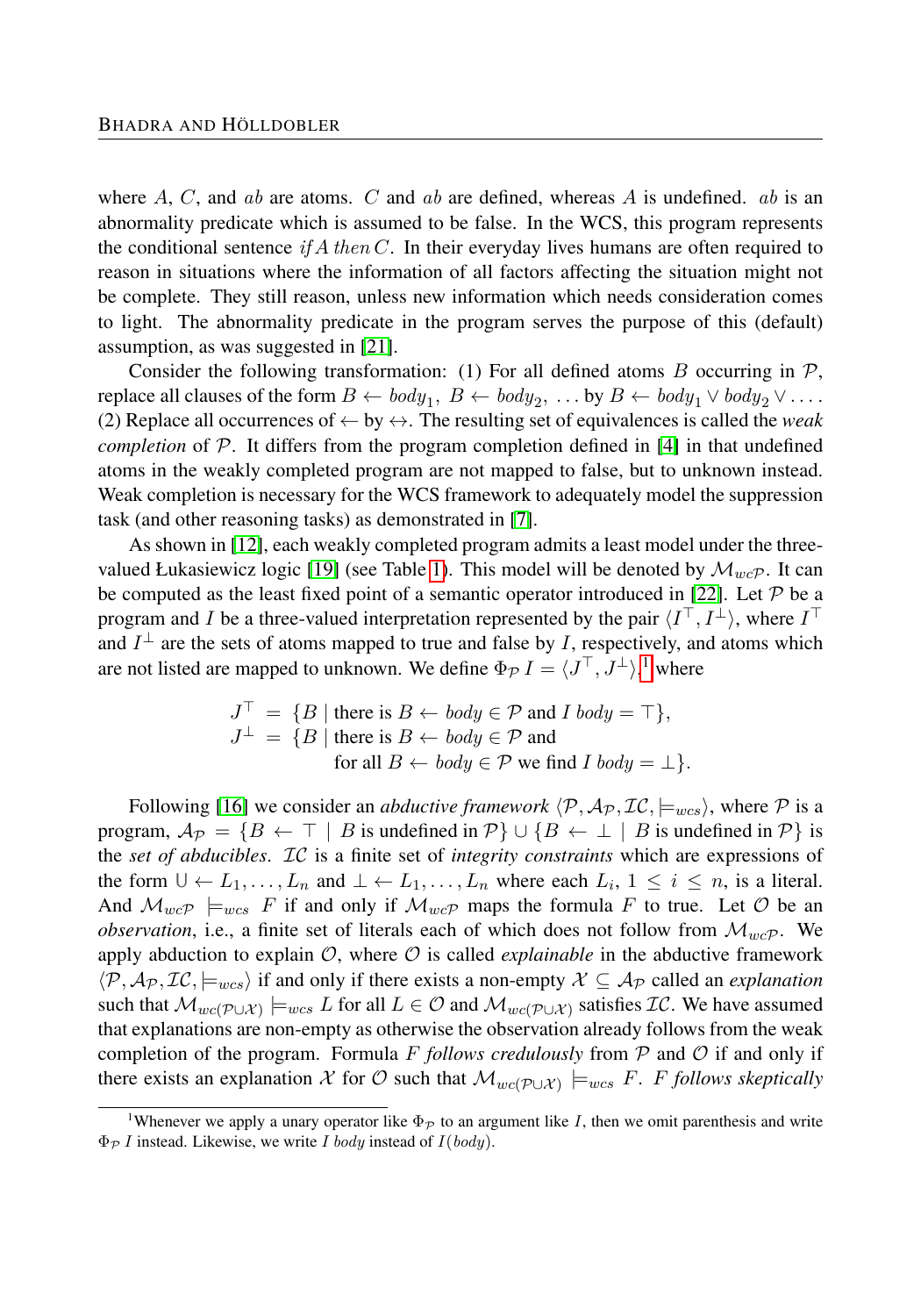where $A$, $C$, and $ab$ are atoms. $C$ and $ab$ are defined, whereas $A$ is undefined. $ab$ is an abnormality predicate which is assumed to be false. In the WCS, this program represents the conditional sentence *if* $A$ *then* $C$. In their everyday lives humans are often required to reason in situations where the information of all factors affecting the situation might not be complete. They still reason, unless new information which needs consideration comes to light. The abnormality predicate in the program serves the purpose of this (default) assumption, as was suggested in [21].

Consider the following transformation: (1) For all defined atoms $B$ occurring in $\mathcal{P}$, replace all clauses of the form $B \leftarrow body_1,\ B \leftarrow body_2,\ \ldots$ by $B \leftarrow body_1 \vee body_2 \vee \ldots$. (2) Replace all occurrences of $\leftarrow$ by $\leftrightarrow$. The resulting set of equivalences is called the *weak completion* of $\mathcal{P}$. It differs from the program completion defined in [4] in that undefined atoms in the weakly completed program are not mapped to false, but to unknown instead. Weak completion is necessary for the WCS framework to adequately model the suppression task (and other reasoning tasks) as demonstrated in [7].

As shown in [12], each weakly completed program admits a least model under the three-valued Łukasiewicz logic [19] (see Table 1). This model will be denoted by $\mathcal{M}_{wc\mathcal{P}}$. It can be computed as the least fixed point of a semantic operator introduced in [22]. Let $\mathcal{P}$ be a program and $I$ be a three-valued interpretation represented by the pair $\langle I^\top, I^\perp \rangle$, where $I^\top$ and $I^\perp$ are the sets of atoms mapped to true and false by $I$, respectively, and atoms which are not listed are mapped to unknown. We define $\Phi_\mathcal{P}\, I = \langle J^\top, J^\perp \rangle$,[1] where

$$
\begin{aligned}
J^\top &= \{B \mid \text{there is } B \leftarrow body \in \mathcal{P} \text{ and } I\ body = \top\},\\
J^\perp &= \{B \mid \text{there is } B \leftarrow body \in \mathcal{P} \text{ and}\\
&\qquad\quad \text{for all } B \leftarrow body \in \mathcal{P} \text{ we find } I\ body = \perp\}.
\end{aligned}
$$

Following [16] we consider an *abductive framework* $\langle \mathcal{P}, \mathcal{A}_\mathcal{P}, \mathcal{IC}, \models_{wcs} \rangle$, where $\mathcal{P}$ is a program, $\mathcal{A}_\mathcal{P} = \{B \leftarrow \top \mid B \text{ is undefined in } \mathcal{P}\} \cup \{B \leftarrow \perp \mid B \text{ is undefined in } \mathcal{P}\}$ is the *set of abducibles*. $\mathcal{IC}$ is a finite set of *integrity constraints* which are expressions of the form $\cup \leftarrow L_1, \ldots, L_n$ and $\perp \leftarrow L_1, \ldots, L_n$ where each $L_i$, $1 \leq i \leq n$, is a literal. And $\mathcal{M}_{wc\mathcal{P}} \models_{wcs} F$ if and only if $\mathcal{M}_{wc\mathcal{P}}$ maps the formula $F$ to true. Let $\mathcal{O}$ be an *observation*, i.e., a finite set of literals each of which does not follow from $\mathcal{M}_{wc\mathcal{P}}$. We apply abduction to explain $\mathcal{O}$, where $\mathcal{O}$ is called *explainable* in the abductive framework $\langle \mathcal{P}, \mathcal{A}_\mathcal{P}, \mathcal{IC}, \models_{wcs} \rangle$ if and only if there exists a non-empty $\mathcal{X} \subseteq \mathcal{A}_\mathcal{P}$ called an *explanation* such that $\mathcal{M}_{wc(\mathcal{P}\cup\mathcal{X})} \models_{wcs} L$ for all $L \in \mathcal{O}$ and $\mathcal{M}_{wc(\mathcal{P}\cup\mathcal{X})}$ satisfies $\mathcal{IC}$. We have assumed that explanations are non-empty as otherwise the observation already follows from the weak completion of the program. Formula $F$ *follows credulously* from $\mathcal{P}$ and $\mathcal{O}$ if and only if there exists an explanation $\mathcal{X}$ for $\mathcal{O}$ such that $\mathcal{M}_{wc(\mathcal{P}\cup\mathcal{X})} \models_{wcs} F$. $F$ *follows skeptically*

[1] Whenever we apply a unary operator like $\Phi_\mathcal{P}$ to an argument like $I$, then we omit parenthesis and write $\Phi_\mathcal{P}\, I$ instead. Likewise, we write $I\ body$ instead of $I(body)$.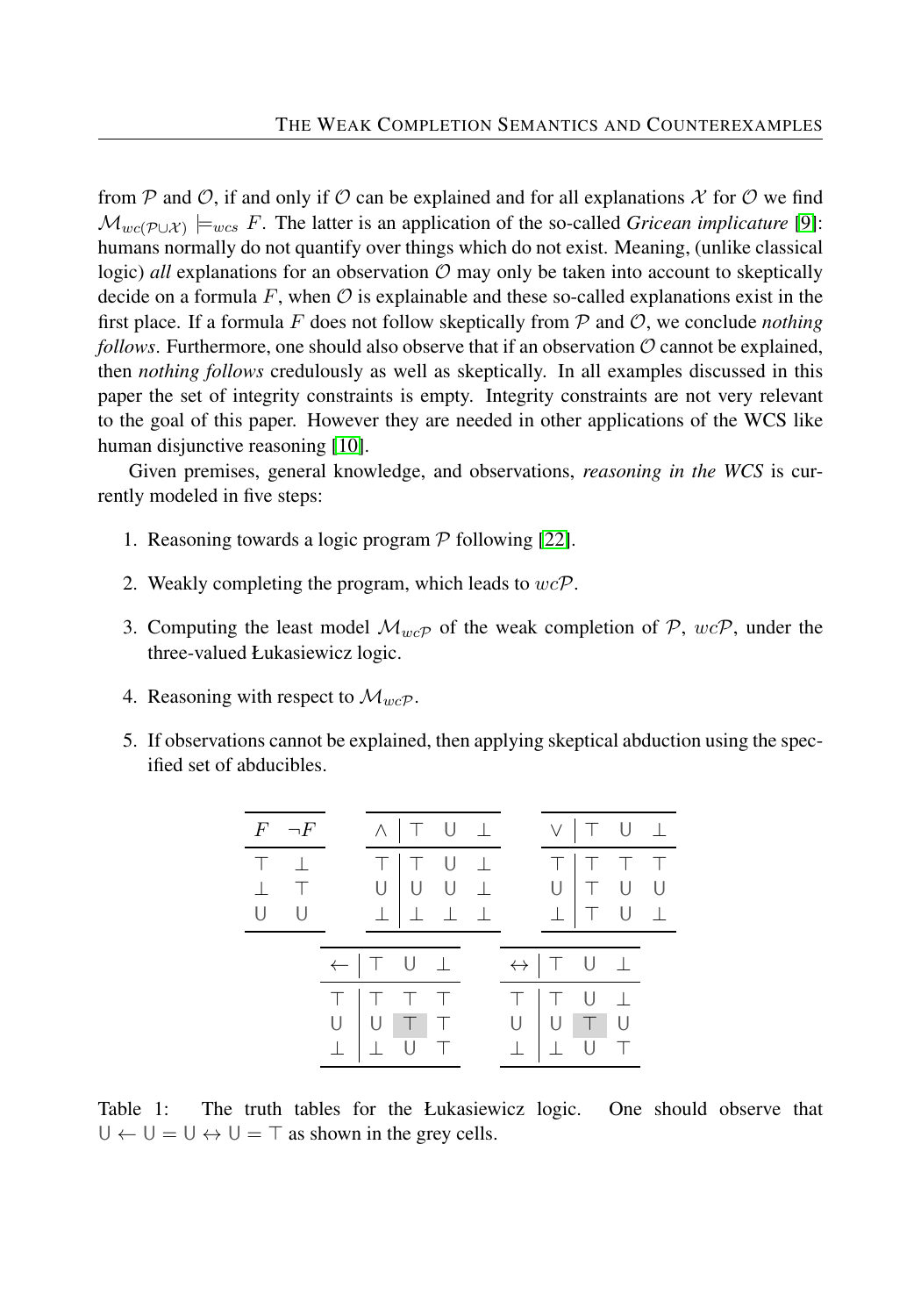from $\mathcal{P}$ and $\mathcal{O}$, if and only if $\mathcal{O}$ can be explained and for all explanations $\mathcal{X}$ for $\mathcal{O}$ we find $\mathcal{M}_{wc(\mathcal{P}\cup\mathcal{X})} \models_{wcs} F$. The latter is an application of the so-called *Gricean implicature* [9]: humans normally do not quantify over things which do not exist. Meaning, (unlike classical logic) *all* explanations for an observation $\mathcal{O}$ may only be taken into account to skeptically decide on a formula $F$, when $\mathcal{O}$ is explainable and these so-called explanations exist in the first place. If a formula $F$ does not follow skeptically from $\mathcal{P}$ and $\mathcal{O}$, we conclude *nothing follows*. Furthermore, one should also observe that if an observation $\mathcal{O}$ cannot be explained, then *nothing follows* credulously as well as skeptically. In all examples discussed in this paper the set of integrity constraints is empty. Integrity constraints are not very relevant to the goal of this paper. However they are needed in other applications of the WCS like human disjunctive reasoning [10].

Given premises, general knowledge, and observations, *reasoning in the WCS* is currently modeled in five steps:

1. Reasoning towards a logic program $\mathcal{P}$ following [22].
2. Weakly completing the program, which leads to $wc\mathcal{P}$.
3. Computing the least model $\mathcal{M}_{wc\mathcal{P}}$ of the weak completion of $\mathcal{P}$, $wc\mathcal{P}$, under the three-valued Łukasiewicz logic.
4. Reasoning with respect to $\mathcal{M}_{wc\mathcal{P}}$.
5. If observations cannot be explained, then applying skeptical abduction using the specified set of abducibles.

| $F$ | $\neg F$ |
|---|---|
| $\top$ | $\bot$ |
| $\bot$ | $\top$ |
| $\mathsf{U}$ | $\mathsf{U}$ |

| $\wedge$ | $\top$ | $\mathsf{U}$ | $\bot$ |
|---|---|---|---|
| $\top$ | $\top$ | $\mathsf{U}$ | $\bot$ |
| $\mathsf{U}$ | $\mathsf{U}$ | $\mathsf{U}$ | $\bot$ |
| $\bot$ | $\bot$ | $\bot$ | $\bot$ |

| $\vee$ | $\top$ | $\mathsf{U}$ | $\bot$ |
|---|---|---|---|
| $\top$ | $\top$ | $\top$ | $\top$ |
| $\mathsf{U}$ | $\top$ | $\mathsf{U}$ | $\mathsf{U}$ |
| $\bot$ | $\top$ | $\mathsf{U}$ | $\bot$ |

| $\leftarrow$ | $\top$ | $\mathsf{U}$ | $\bot$ |
|---|---|---|---|
| $\top$ | $\top$ | $\top$ | $\top$ |
| $\mathsf{U}$ | $\mathsf{U}$ | $\top$ | $\top$ |
| $\bot$ | $\bot$ | $\mathsf{U}$ | $\top$ |

| $\leftrightarrow$ | $\top$ | $\mathsf{U}$ | $\bot$ |
|---|---|---|---|
| $\top$ | $\top$ | $\mathsf{U}$ | $\bot$ |
| $\mathsf{U}$ | $\mathsf{U}$ | $\top$ | $\mathsf{U}$ |
| $\bot$ | $\bot$ | $\mathsf{U}$ | $\top$ |

Table 1: The truth tables for the Łukasiewicz logic. One should observe that $\mathsf{U} \leftarrow \mathsf{U} = \mathsf{U} \leftrightarrow \mathsf{U} = \top$ as shown in the grey cells.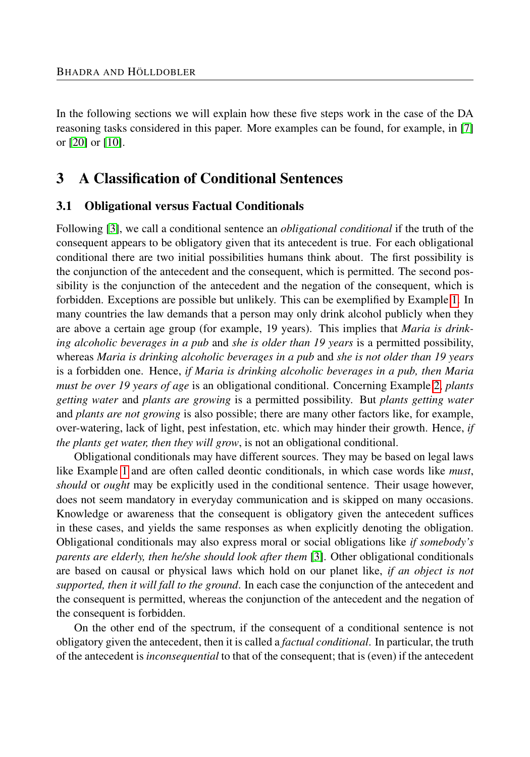In the following sections we will explain how these five steps work in the case of the DA reasoning tasks considered in this paper. More examples can be found, for example, in [7] or [20] or [10].

## 3 A Classification of Conditional Sentences

### 3.1 Obligational versus Factual Conditionals

Following [3], we call a conditional sentence an *obligational conditional* if the truth of the consequent appears to be obligatory given that its antecedent is true. For each obligational conditional there are two initial possibilities humans think about. The first possibility is the conjunction of the antecedent and the consequent, which is permitted. The second possibility is the conjunction of the antecedent and the negation of the consequent, which is forbidden. Exceptions are possible but unlikely. This can be exemplified by Example 1. In many countries the law demands that a person may only drink alcohol publicly when they are above a certain age group (for example, 19 years). This implies that *Maria is drinking alcoholic beverages in a pub* and *she is older than 19 years* is a permitted possibility, whereas *Maria is drinking alcoholic beverages in a pub* and *she is not older than 19 years* is a forbidden one. Hence, *if Maria is drinking alcoholic beverages in a pub, then Maria must be over 19 years of age* is an obligational conditional. Concerning Example 2, *plants getting water* and *plants are growing* is a permitted possibility. But *plants getting water* and *plants are not growing* is also possible; there are many other factors like, for example, over-watering, lack of light, pest infestation, etc. which may hinder their growth. Hence, *if the plants get water, then they will grow*, is not an obligational conditional.

Obligational conditionals may have different sources. They may be based on legal laws like Example 1 and are often called deontic conditionals, in which case words like *must*, *should* or *ought* may be explicitly used in the conditional sentence. Their usage however, does not seem mandatory in everyday communication and is skipped on many occasions. Knowledge or awareness that the consequent is obligatory given the antecedent suffices in these cases, and yields the same responses as when explicitly denoting the obligation. Obligational conditionals may also express moral or social obligations like *if somebody's parents are elderly, then he/she should look after them* [3]. Other obligational conditionals are based on causal or physical laws which hold on our planet like, *if an object is not supported, then it will fall to the ground*. In each case the conjunction of the antecedent and the consequent is permitted, whereas the conjunction of the antecedent and the negation of the consequent is forbidden.

On the other end of the spectrum, if the consequent of a conditional sentence is not obligatory given the antecedent, then it is called a *factual conditional*. In particular, the truth of the antecedent is *inconsequential* to that of the consequent; that is (even) if the antecedent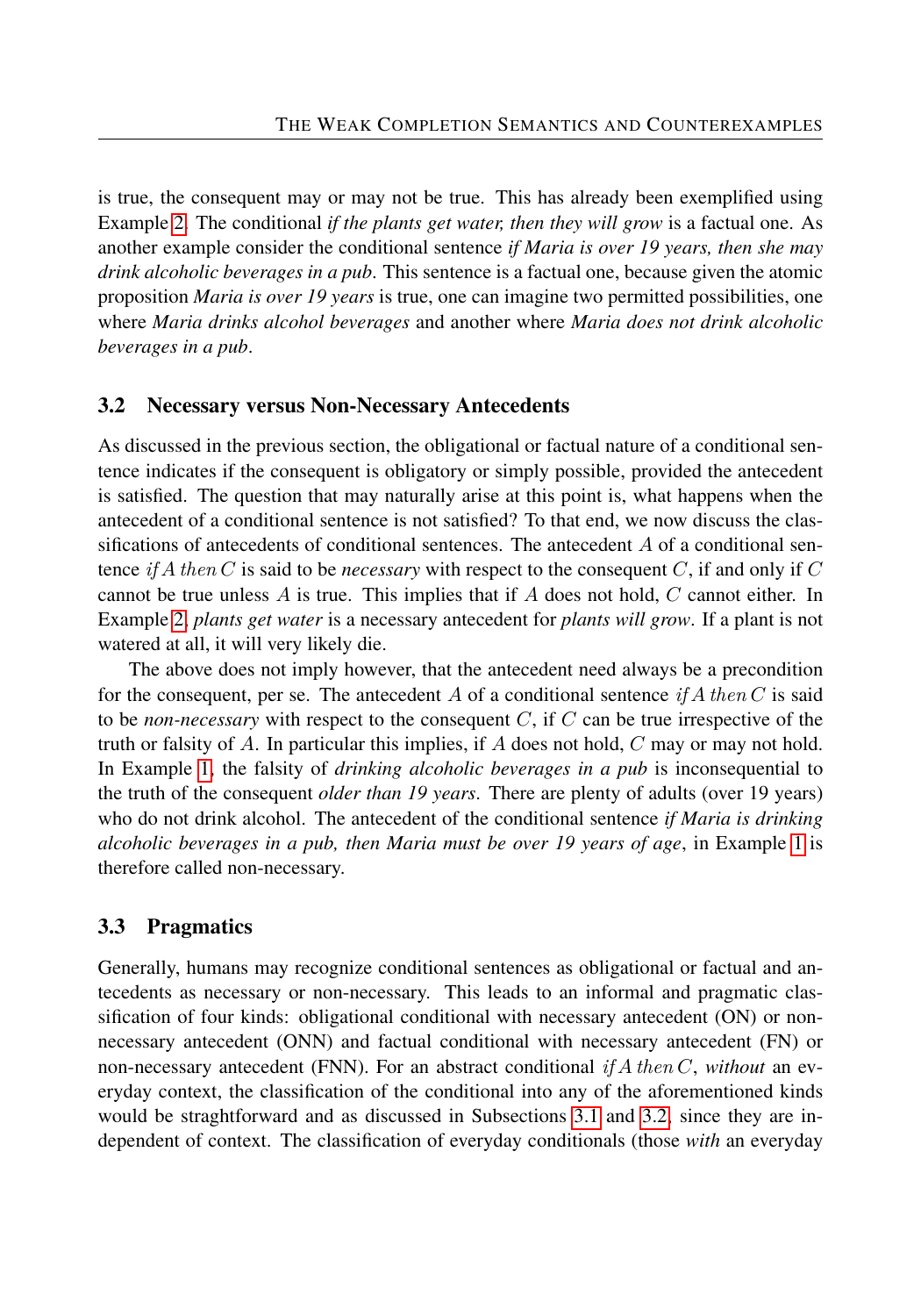is true, the consequent may or may not be true. This has already been exemplified using Example 2. The conditional *if the plants get water, then they will grow* is a factual one. As another example consider the conditional sentence *if Maria is over 19 years, then she may drink alcoholic beverages in a pub*. This sentence is a factual one, because given the atomic proposition *Maria is over 19 years* is true, one can imagine two permitted possibilities, one where *Maria drinks alcohol beverages* and another where *Maria does not drink alcoholic beverages in a pub*.

## 3.2 Necessary versus Non-Necessary Antecedents

As discussed in the previous section, the obligational or factual nature of a conditional sentence indicates if the consequent is obligatory or simply possible, provided the antecedent is satisfied. The question that may naturally arise at this point is, what happens when the antecedent of a conditional sentence is not satisfied? To that end, we now discuss the classifications of antecedents of conditional sentences. The antecedent $A$ of a conditional sentence *if* $A$ *then* $C$ is said to be *necessary* with respect to the consequent $C$, if and only if $C$ cannot be true unless $A$ is true. This implies that if $A$ does not hold, $C$ cannot either. In Example 2, *plants get water* is a necessary antecedent for *plants will grow*. If a plant is not watered at all, it will very likely die.

The above does not imply however, that the antecedent need always be a precondition for the consequent, per se. The antecedent $A$ of a conditional sentence *if* $A$ *then* $C$ is said to be *non-necessary* with respect to the consequent $C$, if $C$ can be true irrespective of the truth or falsity of $A$. In particular this implies, if $A$ does not hold, $C$ may or may not hold. In Example 1, the falsity of *drinking alcoholic beverages in a pub* is inconsequential to the truth of the consequent *older than 19 years*. There are plenty of adults (over 19 years) who do not drink alcohol. The antecedent of the conditional sentence *if Maria is drinking alcoholic beverages in a pub, then Maria must be over 19 years of age*, in Example 1 is therefore called non-necessary.

## 3.3 Pragmatics

Generally, humans may recognize conditional sentences as obligational or factual and antecedents as necessary or non-necessary. This leads to an informal and pragmatic classification of four kinds: obligational conditional with necessary antecedent (ON) or non-necessary antecedent (ONN) and factual conditional with necessary antecedent (FN) or non-necessary antecedent (FNN). For an abstract conditional *if* $A$ *then* $C$, *without* an everyday context, the classification of the conditional into any of the aforementioned kinds would be straghtforward and as discussed in Subsections 3.1 and 3.2, since they are independent of context. The classification of everyday conditionals (those *with* an everyday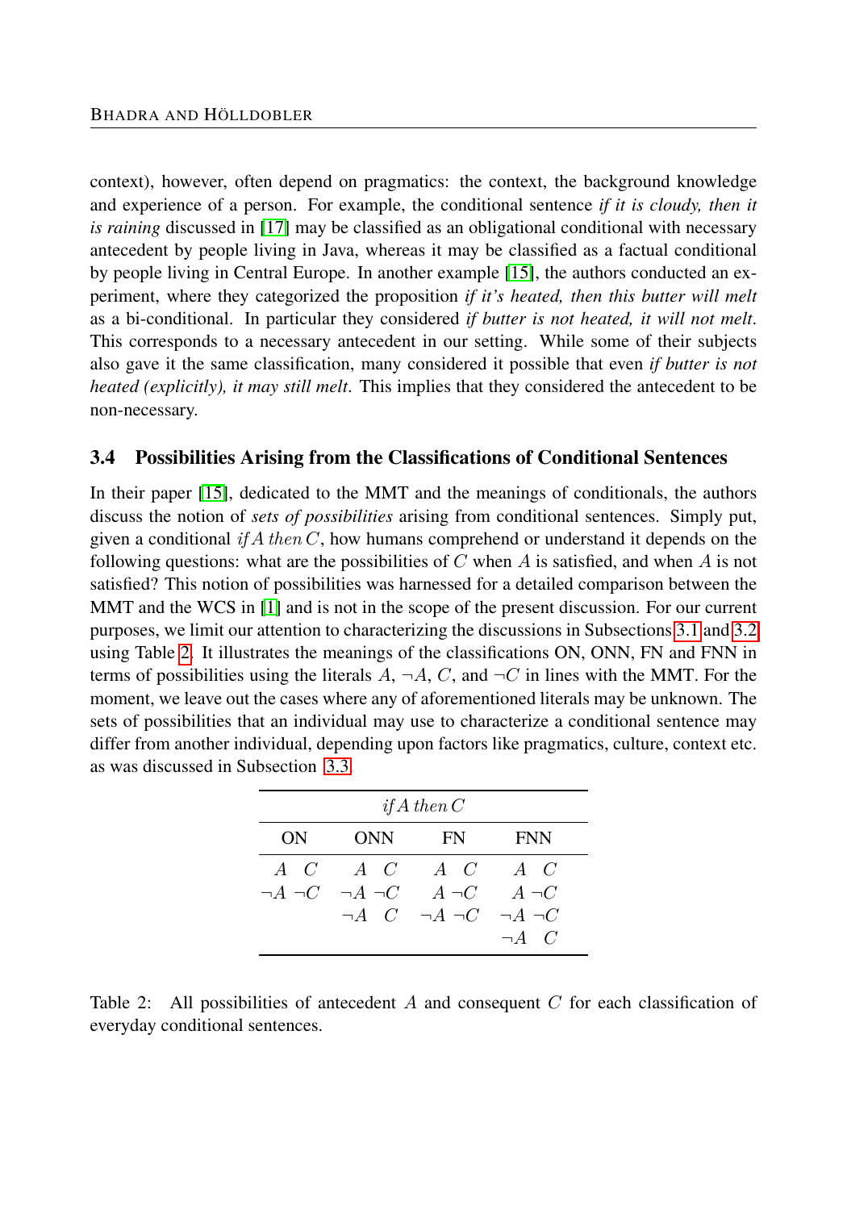context), however, often depend on pragmatics: the context, the background knowledge and experience of a person. For example, the conditional sentence *if it is cloudy, then it is raining* discussed in [17] may be classified as an obligational conditional with necessary antecedent by people living in Java, whereas it may be classified as a factual conditional by people living in Central Europe. In another example [15], the authors conducted an experiment, where they categorized the proposition *if it's heated, then this butter will melt* as a bi-conditional. In particular they considered *if butter is not heated, it will not melt*. This corresponds to a necessary antecedent in our setting. While some of their subjects also gave it the same classification, many considered it possible that even *if butter is not heated (explicitly), it may still melt*. This implies that they considered the antecedent to be non-necessary.

### 3.4 Possibilities Arising from the Classifications of Conditional Sentences

In their paper [15], dedicated to the MMT and the meanings of conditionals, the authors discuss the notion of *sets of possibilities* arising from conditional sentences. Simply put, given a conditional *if* $A$ *then* $C$, how humans comprehend or understand it depends on the following questions: what are the possibilities of $C$ when $A$ is satisfied, and when $A$ is not satisfied? This notion of possibilities was harnessed for a detailed comparison between the MMT and the WCS in [1] and is not in the scope of the present discussion. For our current purposes, we limit our attention to characterizing the discussions in Subsections 3.1 and 3.2 using Table 2. It illustrates the meanings of the classifications ON, ONN, FN and FNN in terms of possibilities using the literals $A$, $\neg A$, $C$, and $\neg C$ in lines with the MMT. For the moment, we leave out the cases where any of aforementioned literals may be unknown. The sets of possibilities that an individual may use to characterize a conditional sentence may differ from another individual, depending upon factors like pragmatics, culture, context etc. as was discussed in Subsection 3.3.

| *if* $A$ *then* $C$ | | | |
|---|---|---|---|
| ON | ONN | FN | FNN |
| $A$ $C$ | $A$ $C$ | $A$ $C$ | $A$ $C$ |
| $\neg A$ $\neg C$ | $\neg A$ $\neg C$ | $A$ $\neg C$ | $A$ $\neg C$ |
| | $\neg A$ $C$ | $\neg A$ $\neg C$ | $\neg A$ $\neg C$ |
| | | | $\neg A$ $C$ |

Table 2: All possibilities of antecedent $A$ and consequent $C$ for each classification of everyday conditional sentences.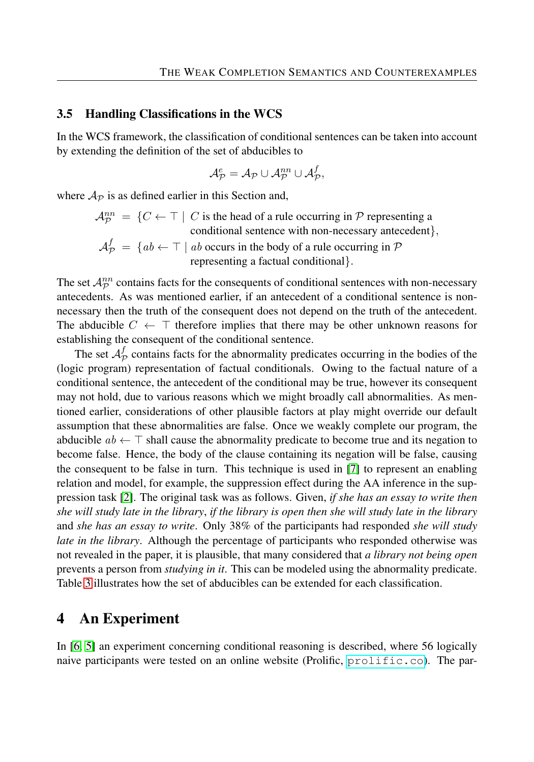### 3.5 Handling Classifications in the WCS

In the WCS framework, the classification of conditional sentences can be taken into account by extending the definition of the set of abducibles to

$$\mathcal{A}^e_{\mathcal{P}} = \mathcal{A}_{\mathcal{P}} \cup \mathcal{A}^{nn}_{\mathcal{P}} \cup \mathcal{A}^f_{\mathcal{P}},$$

where $\mathcal{A}_{\mathcal{P}}$ is as defined earlier in this Section and,

$$\begin{aligned}
\mathcal{A}^{nn}_{\mathcal{P}} &= \{C \leftarrow \top \mid C \text{ is the head of a rule occurring in } \mathcal{P} \text{ representing a} \\
&\qquad \text{conditional sentence with non-necessary antecedent}\}, \\
\mathcal{A}^f_{\mathcal{P}} &= \{ab \leftarrow \top \mid ab \text{ occurs in the body of a rule occurring in } \mathcal{P} \\
&\qquad \text{representing a factual conditional}\}.
\end{aligned}$$

The set $\mathcal{A}^{nn}_{\mathcal{P}}$ contains facts for the consequents of conditional sentences with non-necessary antecedents. As was mentioned earlier, if an antecedent of a conditional sentence is non-necessary then the truth of the consequent does not depend on the truth of the antecedent. The abducible $C \leftarrow \top$ therefore implies that there may be other unknown reasons for establishing the consequent of the conditional sentence.

The set $\mathcal{A}^f_{\mathcal{P}}$ contains facts for the abnormality predicates occurring in the bodies of the (logic program) representation of factual conditionals. Owing to the factual nature of a conditional sentence, the antecedent of the conditional may be true, however its consequent may not hold, due to various reasons which we might broadly call abnormalities. As mentioned earlier, considerations of other plausible factors at play might override our default assumption that these abnormalities are false. Once we weakly complete our program, the abducible $ab \leftarrow \top$ shall cause the abnormality predicate to become true and its negation to become false. Hence, the body of the clause containing its negation will be false, causing the consequent to be false in turn. This technique is used in [7] to represent an enabling relation and model, for example, the suppression effect during the AA inference in the suppression task [2]. The original task was as follows. Given, *if she has an essay to write then she will study late in the library*, *if the library is open then she will study late in the library* and *she has an essay to write*. Only 38% of the participants had responded *she will study late in the library*. Although the percentage of participants who responded otherwise was not revealed in the paper, it is plausible, that many considered that *a library not being open* prevents a person from *studying in it*. This can be modeled using the abnormality predicate. Table 3 illustrates how the set of abducibles can be extended for each classification.

## 4 An Experiment

In [6, 5] an experiment concerning conditional reasoning is described, where 56 logically naive participants were tested on an online website (Prolific, prolific.co). The par-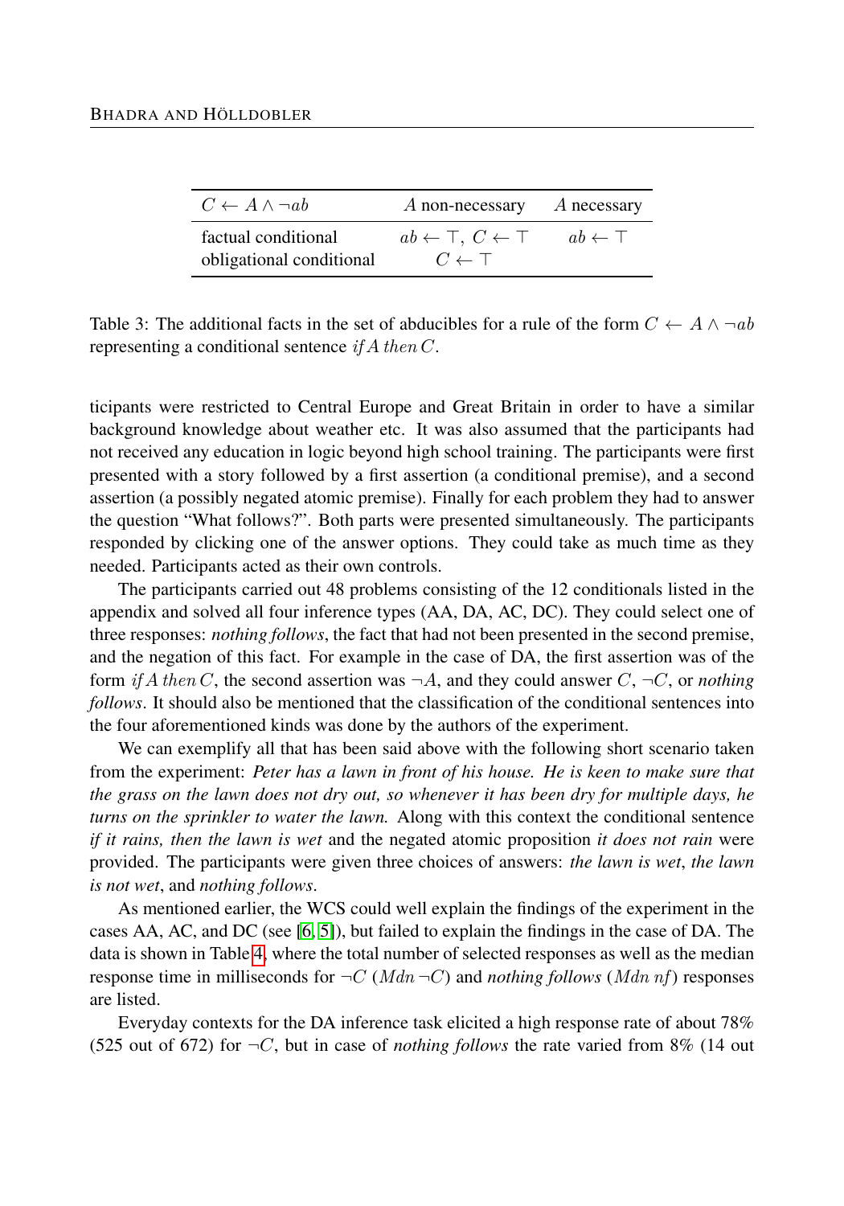| $C \leftarrow A \wedge \neg ab$ | $A$ non-necessary | $A$ necessary |
|---|---|---|
| factual conditional | $ab \leftarrow \top,\ C \leftarrow \top$ | $ab \leftarrow \top$ |
| obligational conditional | $C \leftarrow \top$ | |

Table 3: The additional facts in the set of abducibles for a rule of the form $C \leftarrow A \wedge \neg ab$ representing a conditional sentence *if* $A$ *then* $C$.

ticipants were restricted to Central Europe and Great Britain in order to have a similar background knowledge about weather etc. It was also assumed that the participants had not received any education in logic beyond high school training. The participants were first presented with a story followed by a first assertion (a conditional premise), and a second assertion (a possibly negated atomic premise). Finally for each problem they had to answer the question "What follows?". Both parts were presented simultaneously. The participants responded by clicking one of the answer options. They could take as much time as they needed. Participants acted as their own controls.

The participants carried out 48 problems consisting of the 12 conditionals listed in the appendix and solved all four inference types (AA, DA, AC, DC). They could select one of three responses: *nothing follows*, the fact that had not been presented in the second premise, and the negation of this fact. For example in the case of DA, the first assertion was of the form *if* $A$ *then* $C$, the second assertion was $\neg A$, and they could answer $C$, $\neg C$, or *nothing follows*. It should also be mentioned that the classification of the conditional sentences into the four aforementioned kinds was done by the authors of the experiment.

We can exemplify all that has been said above with the following short scenario taken from the experiment: *Peter has a lawn in front of his house. He is keen to make sure that the grass on the lawn does not dry out, so whenever it has been dry for multiple days, he turns on the sprinkler to water the lawn.* Along with this context the conditional sentence *if it rains, then the lawn is wet* and the negated atomic proposition *it does not rain* were provided. The participants were given three choices of answers: *the lawn is wet*, *the lawn is not wet*, and *nothing follows*.

As mentioned earlier, the WCS could well explain the findings of the experiment in the cases AA, AC, and DC (see [6, 5]), but failed to explain the findings in the case of DA. The data is shown in Table 4, where the total number of selected responses as well as the median response time in milliseconds for $\neg C$ ($Mdn\,\neg C$) and *nothing follows* ($Mdn\ nf$) responses are listed.

Everyday contexts for the DA inference task elicited a high response rate of about 78% (525 out of 672) for $\neg C$, but in case of *nothing follows* the rate varied from 8% (14 out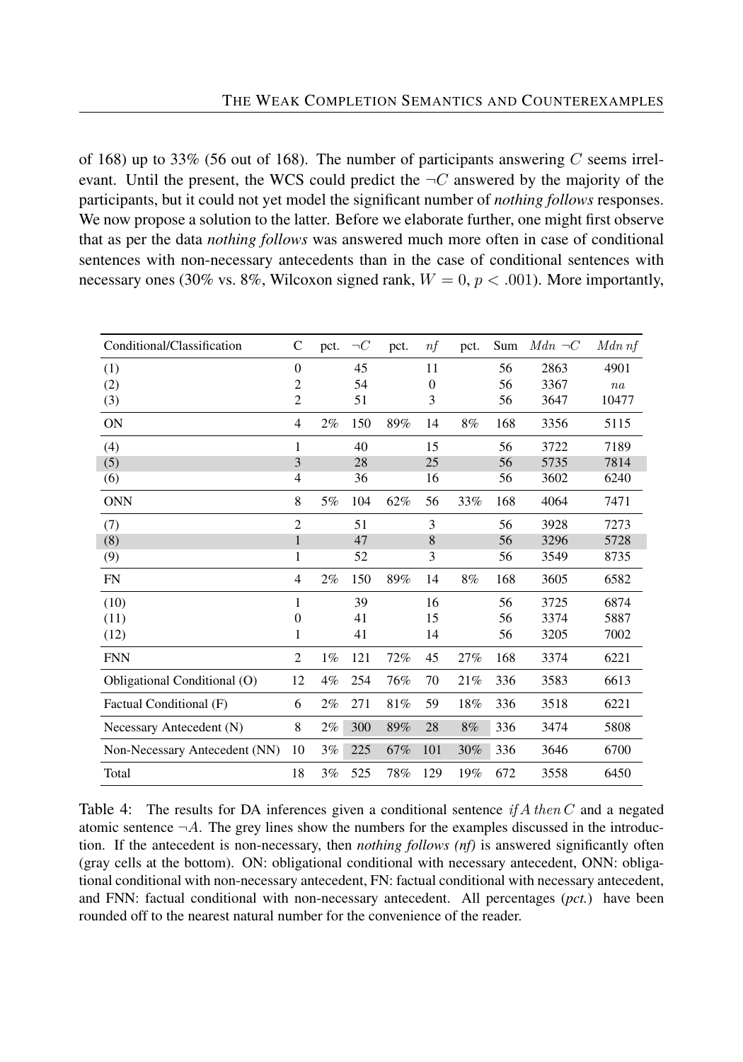of 168) up to 33% (56 out of 168). The number of participants answering $C$ seems irrelevant. Until the present, the WCS could predict the $\neg C$ answered by the majority of the participants, but it could not yet model the significant number of *nothing follows* responses. We now propose a solution to the latter. Before we elaborate further, one might first observe that as per the data *nothing follows* was answered much more often in case of conditional sentences with non-necessary antecedents than in the case of conditional sentences with necessary ones (30% vs. 8%, Wilcoxon signed rank, $W = 0$, $p < .001$). More importantly,

| Conditional/Classification | C | pct. | $\neg C$ | pct. | $nf$ | pct. | Sum | $Mdn\ \neg C$ | $Mdn\ nf$ |
|---|---|---|---|---|---|---|---|---|---|
| (1) | 0 | | 45 | | 11 | | 56 | 2863 | 4901 |
| (2) | 2 | | 54 | | 0 | | 56 | 3367 | $na$ |
| (3) | 2 | | 51 | | 3 | | 56 | 3647 | 10477 |
| ON | 4 | 2% | 150 | 89% | 14 | 8% | 168 | 3356 | 5115 |
| (4) | 1 | | 40 | | 15 | | 56 | 3722 | 7189 |
| (5) | 3 | | 28 | | 25 | | 56 | 5735 | 7814 |
| (6) | 4 | | 36 | | 16 | | 56 | 3602 | 6240 |
| ONN | 8 | 5% | 104 | 62% | 56 | 33% | 168 | 4064 | 7471 |
| (7) | 2 | | 51 | | 3 | | 56 | 3928 | 7273 |
| (8) | 1 | | 47 | | 8 | | 56 | 3296 | 5728 |
| (9) | 1 | | 52 | | 3 | | 56 | 3549 | 8735 |
| FN | 4 | 2% | 150 | 89% | 14 | 8% | 168 | 3605 | 6582 |
| (10) | 1 | | 39 | | 16 | | 56 | 3725 | 6874 |
| (11) | 0 | | 41 | | 15 | | 56 | 3374 | 5887 |
| (12) | 1 | | 41 | | 14 | | 56 | 3205 | 7002 |
| FNN | 2 | 1% | 121 | 72% | 45 | 27% | 168 | 3374 | 6221 |
| Obligational Conditional (O) | 12 | 4% | 254 | 76% | 70 | 21% | 336 | 3583 | 6613 |
| Factual Conditional (F) | 6 | 2% | 271 | 81% | 59 | 18% | 336 | 3518 | 6221 |
| Necessary Antecedent (N) | 8 | 2% | 300 | 89% | 28 | 8% | 336 | 3474 | 5808 |
| Non-Necessary Antecedent (NN) | 10 | 3% | 225 | 67% | 101 | 30% | 336 | 3646 | 6700 |
| Total | 18 | 3% | 525 | 78% | 129 | 19% | 672 | 3558 | 6450 |

Table 4: The results for DA inferences given a conditional sentence $if\ A\ then\ C$ and a negated atomic sentence $\neg A$. The grey lines show the numbers for the examples discussed in the introduction. If the antecedent is non-necessary, then *nothing follows (nf)* is answered significantly often (gray cells at the bottom). ON: obligational conditional with necessary antecedent, ONN: obligational conditional with non-necessary antecedent, FN: factual conditional with necessary antecedent, and FNN: factual conditional with non-necessary antecedent. All percentages (*pct.*) have been rounded off to the nearest natural number for the convenience of the reader.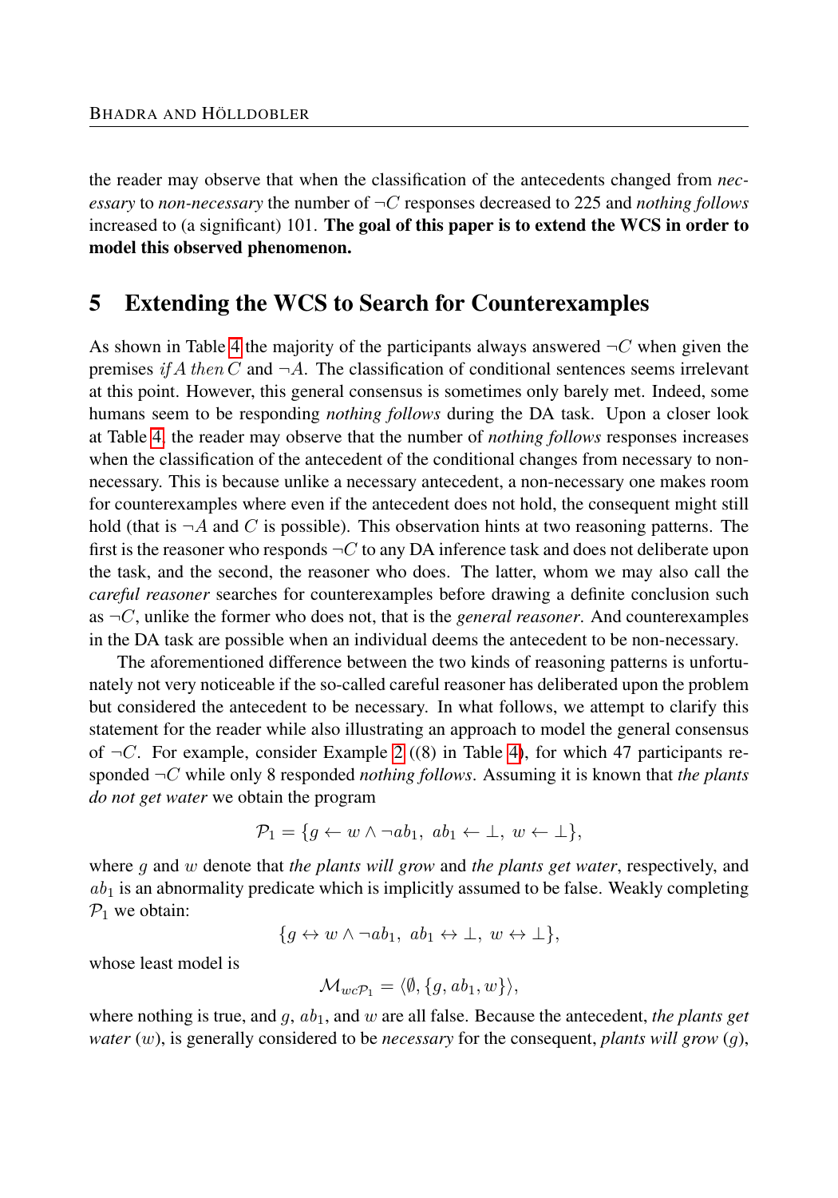the reader may observe that when the classification of the antecedents changed from *necessary* to *non-necessary* the number of $\neg C$ responses decreased to 225 and *nothing follows* increased to (a significant) 101. **The goal of this paper is to extend the WCS in order to model this observed phenomenon.**

## 5 Extending the WCS to Search for Counterexamples

As shown in Table 4 the majority of the participants always answered $\neg C$ when given the premises *if* $A$ *then* $C$ and $\neg A$. The classification of conditional sentences seems irrelevant at this point. However, this general consensus is sometimes only barely met. Indeed, some humans seem to be responding *nothing follows* during the DA task. Upon a closer look at Table 4, the reader may observe that the number of *nothing follows* responses increases when the classification of the antecedent of the conditional changes from necessary to non-necessary. This is because unlike a necessary antecedent, a non-necessary one makes room for counterexamples where even if the antecedent does not hold, the consequent might still hold (that is $\neg A$ and $C$ is possible). This observation hints at two reasoning patterns. The first is the reasoner who responds $\neg C$ to any DA inference task and does not deliberate upon the task, and the second, the reasoner who does. The latter, whom we may also call the *careful reasoner* searches for counterexamples before drawing a definite conclusion such as $\neg C$, unlike the former who does not, that is the *general reasoner*. And counterexamples in the DA task are possible when an individual deems the antecedent to be non-necessary.

The aforementioned difference between the two kinds of reasoning patterns is unfortunately not very noticeable if the so-called careful reasoner has deliberated upon the problem but considered the antecedent to be necessary. In what follows, we attempt to clarify this statement for the reader while also illustrating an approach to model the general consensus of $\neg C$. For example, consider Example 2 ((8) in Table 4), for which 47 participants responded $\neg C$ while only 8 responded *nothing follows*. Assuming it is known that *the plants do not get water* we obtain the program

$$\mathcal{P}_1 = \{g \leftarrow w \wedge \neg ab_1,\ ab_1 \leftarrow \bot,\ w \leftarrow \bot\},$$

where $g$ and $w$ denote that *the plants will grow* and *the plants get water*, respectively, and $ab_1$ is an abnormality predicate which is implicitly assumed to be false. Weakly completing $\mathcal{P}_1$ we obtain:

$$\{g \leftrightarrow w \wedge \neg ab_1,\ ab_1 \leftrightarrow \bot,\ w \leftrightarrow \bot\},$$

whose least model is

$$\mathcal{M}_{wc\mathcal{P}_1} = \langle \emptyset, \{g, ab_1, w\} \rangle,$$

where nothing is true, and $g$, $ab_1$, and $w$ are all false. Because the antecedent, *the plants get water* ($w$), is generally considered to be *necessary* for the consequent, *plants will grow* ($g$),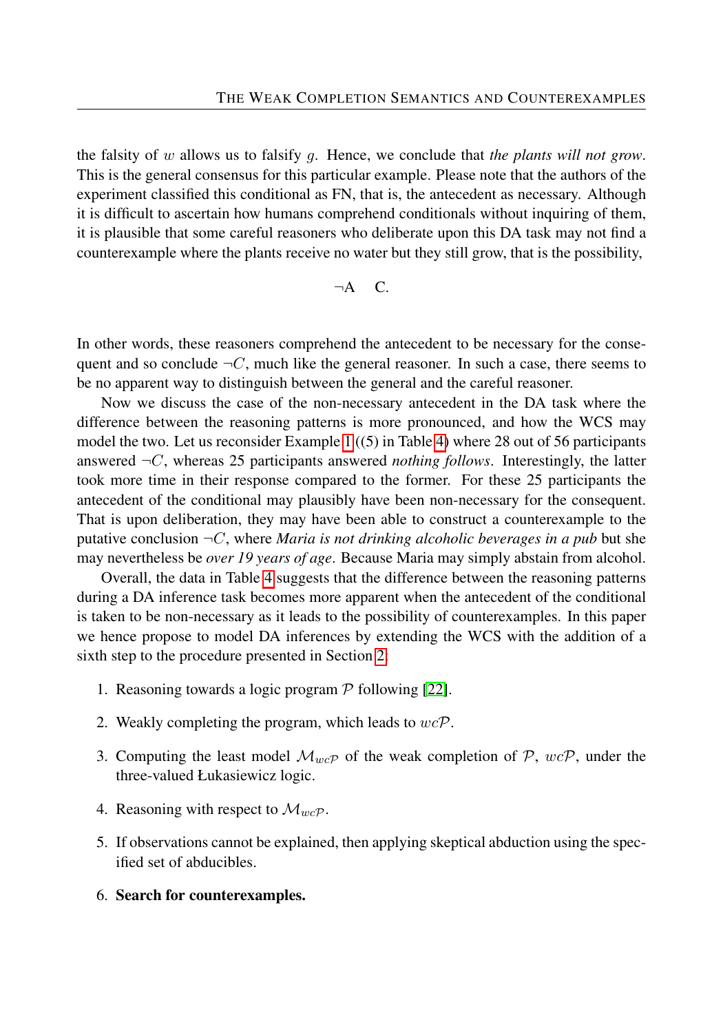the falsity of $w$ allows us to falsify $g$. Hence, we conclude that *the plants will not grow*. This is the general consensus for this particular example. Please note that the authors of the experiment classified this conditional as FN, that is, the antecedent as necessary. Although it is difficult to ascertain how humans comprehend conditionals without inquiring of them, it is plausible that some careful reasoners who deliberate upon this DA task may not find a counterexample where the plants receive no water but they still grow, that is the possibility,

$$\neg\text{A} \quad \text{C.}$$

In other words, these reasoners comprehend the antecedent to be necessary for the consequent and so conclude $\neg C$, much like the general reasoner. In such a case, there seems to be no apparent way to distinguish between the general and the careful reasoner.

Now we discuss the case of the non-necessary antecedent in the DA task where the difference between the reasoning patterns is more pronounced, and how the WCS may model the two. Let us reconsider Example 1 ((5) in Table 4) where 28 out of 56 participants answered $\neg C$, whereas 25 participants answered *nothing follows*. Interestingly, the latter took more time in their response compared to the former. For these 25 participants the antecedent of the conditional may plausibly have been non-necessary for the consequent. That is upon deliberation, they may have been able to construct a counterexample to the putative conclusion $\neg C$, where *Maria is not drinking alcoholic beverages in a pub* but she may nevertheless be *over 19 years of age*. Because Maria may simply abstain from alcohol.

Overall, the data in Table 4 suggests that the difference between the reasoning patterns during a DA inference task becomes more apparent when the antecedent of the conditional is taken to be non-necessary as it leads to the possibility of counterexamples. In this paper we hence propose to model DA inferences by extending the WCS with the addition of a sixth step to the procedure presented in Section 2:

1. Reasoning towards a logic program $\mathcal{P}$ following [22].
2. Weakly completing the program, which leads to $wc\mathcal{P}$.
3. Computing the least model $\mathcal{M}_{wc\mathcal{P}}$ of the weak completion of $\mathcal{P}$, $wc\mathcal{P}$, under the three-valued Łukasiewicz logic.
4. Reasoning with respect to $\mathcal{M}_{wc\mathcal{P}}$.
5. If observations cannot be explained, then applying skeptical abduction using the specified set of abducibles.
6. **Search for counterexamples.**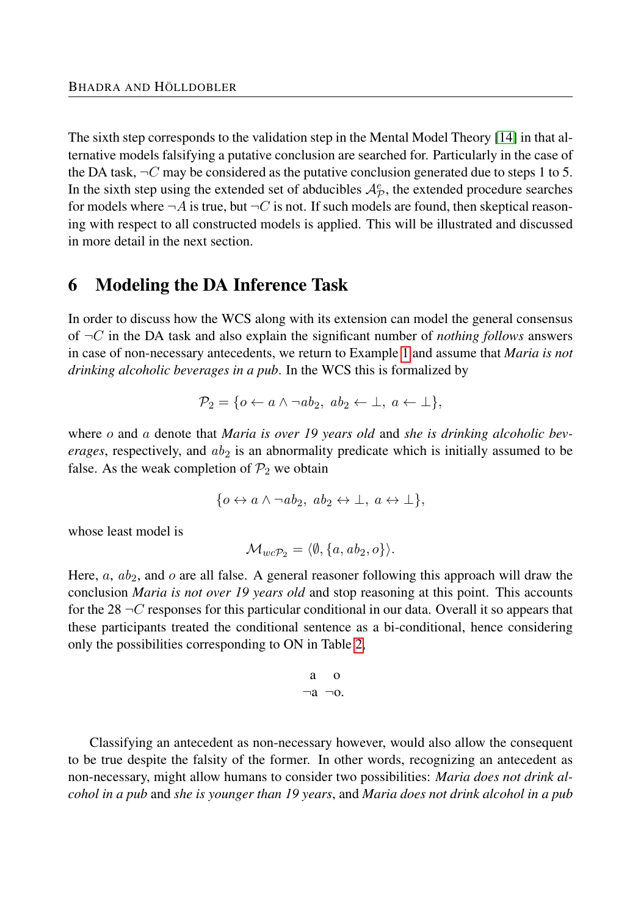The sixth step corresponds to the validation step in the Mental Model Theory [14] in that alternative models falsifying a putative conclusion are searched for. Particularly in the case of the DA task, $\neg C$ may be considered as the putative conclusion generated due to steps 1 to 5. In the sixth step using the extended set of abducibles $\mathcal{A}^e_{\mathcal{P}}$, the extended procedure searches for models where $\neg A$ is true, but $\neg C$ is not. If such models are found, then skeptical reasoning with respect to all constructed models is applied. This will be illustrated and discussed in more detail in the next section.

## 6 Modeling the DA Inference Task

In order to discuss how the WCS along with its extension can model the general consensus of $\neg C$ in the DA task and also explain the significant number of *nothing follows* answers in case of non-necessary antecedents, we return to Example 1 and assume that *Maria is not drinking alcoholic beverages in a pub*. In the WCS this is formalized by

$$\mathcal{P}_2 = \{o \leftarrow a \wedge \neg ab_2,\ ab_2 \leftarrow \bot,\ a \leftarrow \bot\},$$

where $o$ and $a$ denote that *Maria is over 19 years old* and *she is drinking alcoholic beverages*, respectively, and $ab_2$ is an abnormality predicate which is initially assumed to be false. As the weak completion of $\mathcal{P}_2$ we obtain

$$\{o \leftrightarrow a \wedge \neg ab_2,\ ab_2 \leftrightarrow \bot,\ a \leftrightarrow \bot\},$$

whose least model is

$$\mathcal{M}_{wc\mathcal{P}_2} = \langle \emptyset, \{a, ab_2, o\} \rangle.$$

Here, $a$, $ab_2$, and $o$ are all false. A general reasoner following this approach will draw the conclusion *Maria is not over 19 years old* and stop reasoning at this point. This accounts for the 28 $\neg C$ responses for this particular conditional in our data. Overall it so appears that these participants treated the conditional sentence as a bi-conditional, hence considering only the possibilities corresponding to ON in Table 2.

$$\begin{array}{cc} \text{a} & \text{o} \\ \neg\text{a} & \neg\text{o}. \end{array}$$

Classifying an antecedent as non-necessary however, would also allow the consequent to be true despite the falsity of the former. In other words, recognizing an antecedent as non-necessary, might allow humans to consider two possibilities: *Maria does not drink alcohol in a pub* and *she is younger than 19 years*, and *Maria does not drink alcohol in a pub*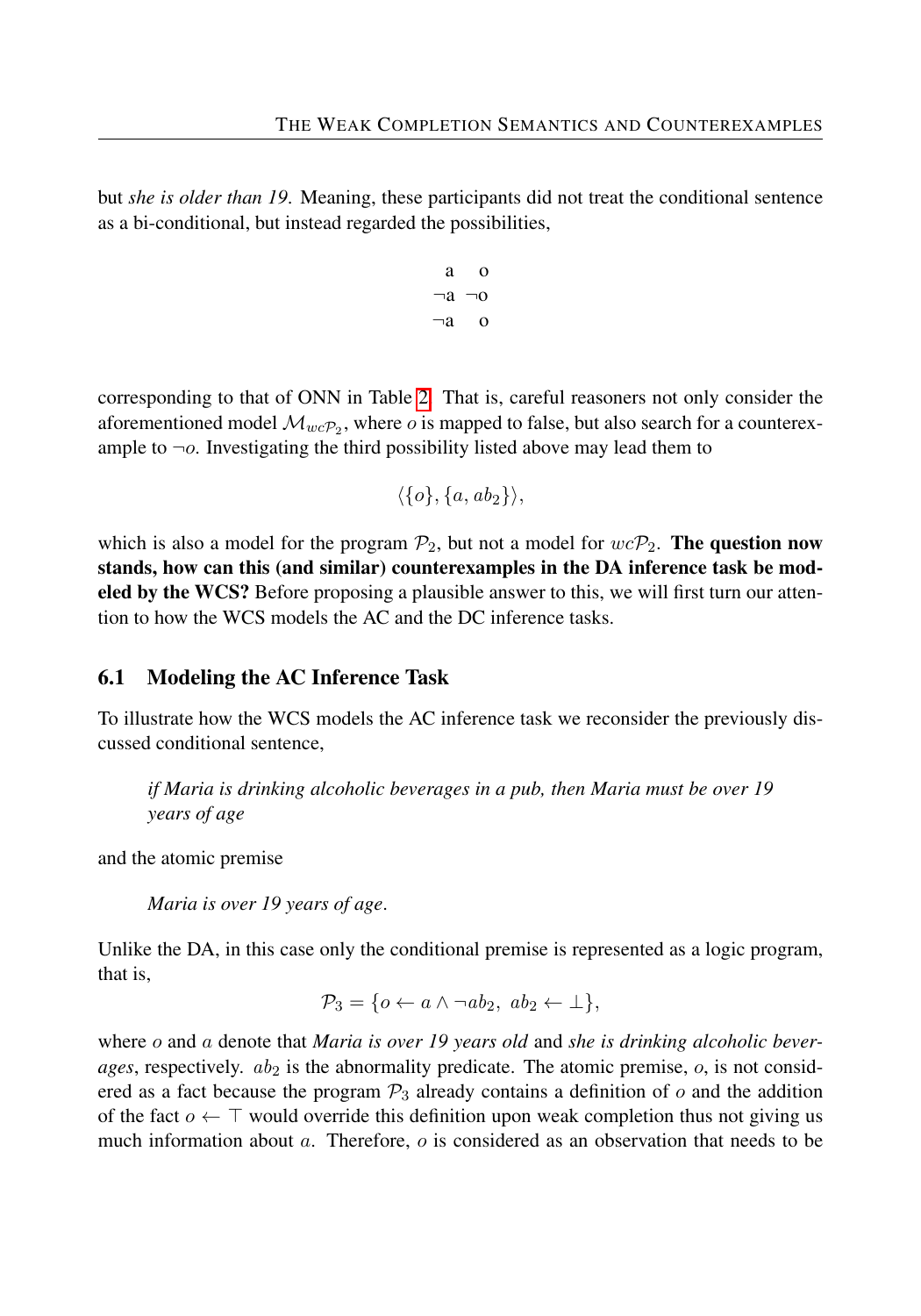but *she is older than 19*. Meaning, these participants did not treat the conditional sentence as a bi-conditional, but instead regarded the possibilities,

$$\begin{array}{cc} \text{a} & \text{o} \\ \neg\text{a} & \neg\text{o} \\ \neg\text{a} & \text{o} \end{array}$$

corresponding to that of ONN in Table 2. That is, careful reasoners not only consider the aforementioned model $\mathcal{M}_{wc\mathcal{P}_2}$, where $o$ is mapped to false, but also search for a counterexample to $\neg o$. Investigating the third possibility listed above may lead them to

$$\langle \{o\}, \{a, ab_2\} \rangle,$$

which is also a model for the program $\mathcal{P}_2$, but not a model for $wc\mathcal{P}_2$. **The question now stands, how can this (and similar) counterexamples in the DA inference task be modeled by the WCS?** Before proposing a plausible answer to this, we will first turn our attention to how the WCS models the AC and the DC inference tasks.

## 6.1 Modeling the AC Inference Task

To illustrate how the WCS models the AC inference task we reconsider the previously discussed conditional sentence,

> *if Maria is drinking alcoholic beverages in a pub, then Maria must be over 19 years of age*

and the atomic premise

> *Maria is over 19 years of age*.

Unlike the DA, in this case only the conditional premise is represented as a logic program, that is,

$$\mathcal{P}_3 = \{o \leftarrow a \wedge \neg ab_2,\ ab_2 \leftarrow \bot\},$$

where $o$ and $a$ denote that *Maria is over 19 years old* and *she is drinking alcoholic beverages*, respectively. $ab_2$ is the abnormality predicate. The atomic premise, $o$, is not considered as a fact because the program $\mathcal{P}_3$ already contains a definition of $o$ and the addition of the fact $o \leftarrow \top$ would override this definition upon weak completion thus not giving us much information about $a$. Therefore, $o$ is considered as an observation that needs to be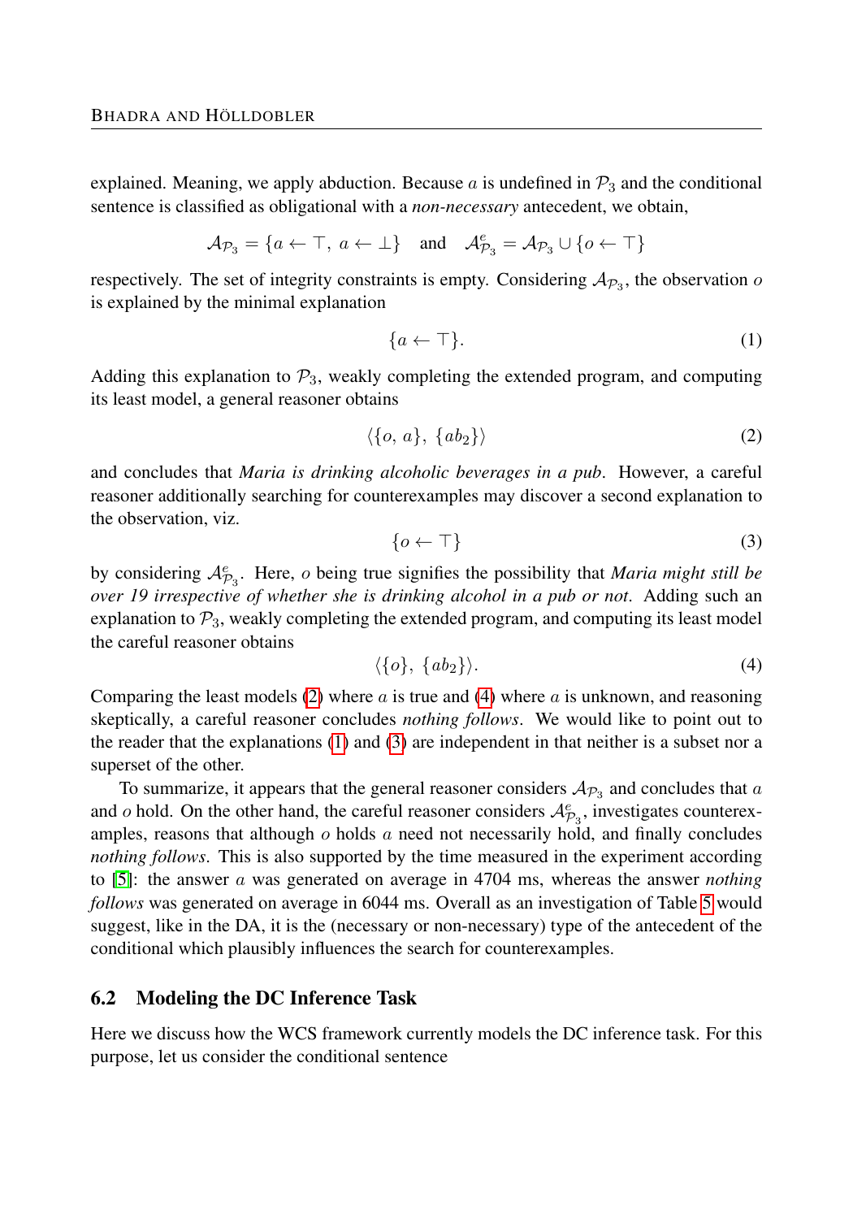explained. Meaning, we apply abduction. Because $a$ is undefined in $\mathcal{P}_3$ and the conditional sentence is classified as obligational with a *non-necessary* antecedent, we obtain,

$$\mathcal{A}_{\mathcal{P}_3} = \{a \leftarrow \top,\ a \leftarrow \bot\} \quad \text{and} \quad \mathcal{A}^e_{\mathcal{P}_3} = \mathcal{A}_{\mathcal{P}_3} \cup \{o \leftarrow \top\}$$

respectively. The set of integrity constraints is empty. Considering $\mathcal{A}_{\mathcal{P}_3}$, the observation $o$ is explained by the minimal explanation

$$\{a \leftarrow \top\}. \tag{1}$$

Adding this explanation to $\mathcal{P}_3$, weakly completing the extended program, and computing its least model, a general reasoner obtains

$$\langle \{o,\ a\},\ \{ab_2\} \rangle \tag{2}$$

and concludes that *Maria is drinking alcoholic beverages in a pub*. However, a careful reasoner additionally searching for counterexamples may discover a second explanation to the observation, viz.

$$\{o \leftarrow \top\} \tag{3}$$

by considering $\mathcal{A}^e_{\mathcal{P}_3}$. Here, $o$ being true signifies the possibility that *Maria might still be over 19 irrespective of whether she is drinking alcohol in a pub or not*. Adding such an explanation to $\mathcal{P}_3$, weakly completing the extended program, and computing its least model the careful reasoner obtains

$$\langle \{o\},\ \{ab_2\} \rangle. \tag{4}$$

Comparing the least models (2) where $a$ is true and (4) where $a$ is unknown, and reasoning skeptically, a careful reasoner concludes *nothing follows*. We would like to point out to the reader that the explanations (1) and (3) are independent in that neither is a subset nor a superset of the other.

To summarize, it appears that the general reasoner considers $\mathcal{A}_{\mathcal{P}_3}$ and concludes that $a$ and $o$ hold. On the other hand, the careful reasoner considers $\mathcal{A}^e_{\mathcal{P}_3}$, investigates counterexamples, reasons that although $o$ holds $a$ need not necessarily hold, and finally concludes *nothing follows*. This is also supported by the time measured in the experiment according to [5]: the answer $a$ was generated on average in 4704 ms, whereas the answer *nothing follows* was generated on average in 6044 ms. Overall as an investigation of Table 5 would suggest, like in the DA, it is the (necessary or non-necessary) type of the antecedent of the conditional which plausibly influences the search for counterexamples.

## 6.2 Modeling the DC Inference Task

Here we discuss how the WCS framework currently models the DC inference task. For this purpose, let us consider the conditional sentence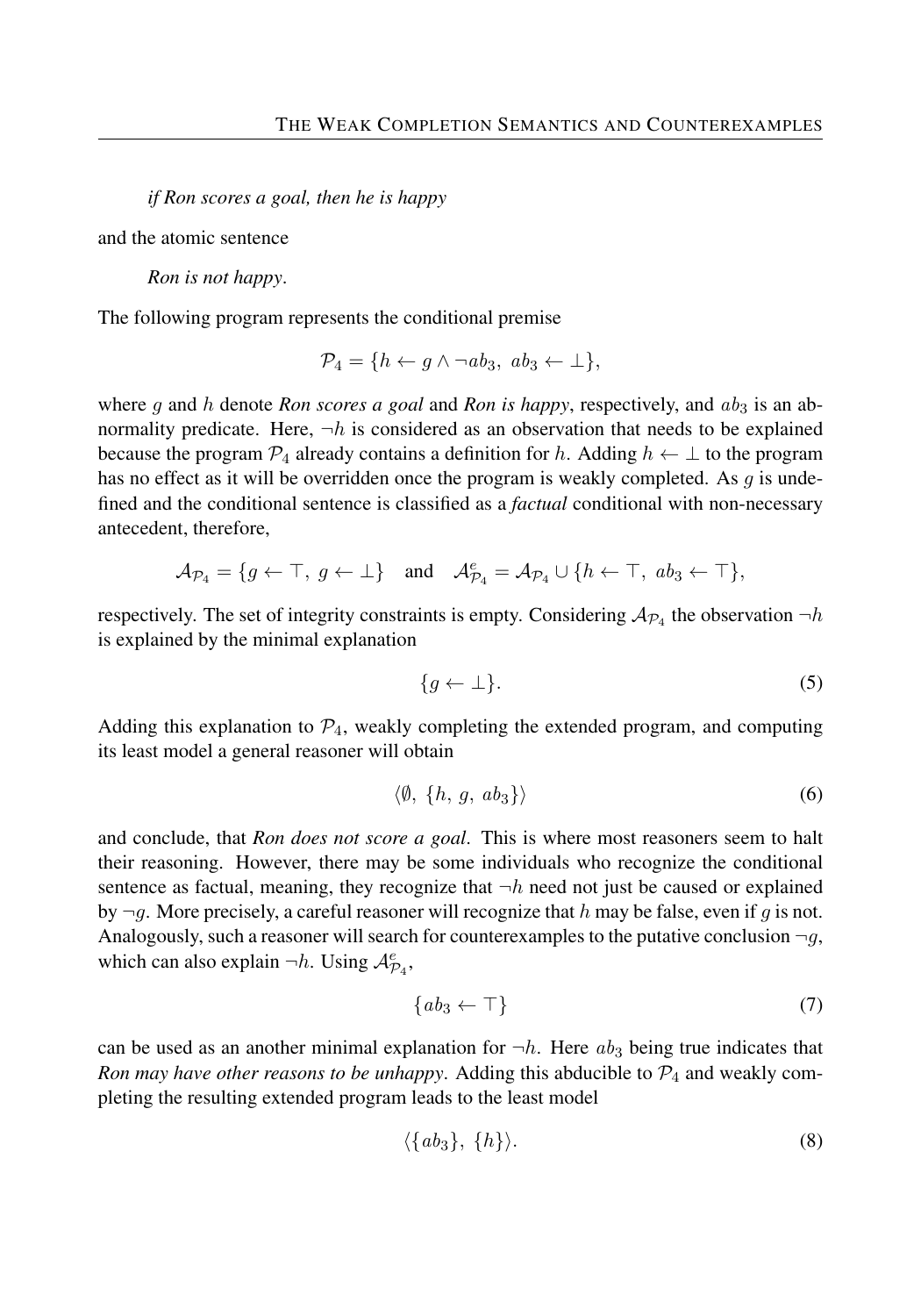*if Ron scores a goal, then he is happy*

and the atomic sentence

*Ron is not happy*.

The following program represents the conditional premise

$$\mathcal{P}_4 = \{h \leftarrow g \wedge \neg ab_3,\ ab_3 \leftarrow \bot\},$$

where $g$ and $h$ denote *Ron scores a goal* and *Ron is happy*, respectively, and $ab_3$ is an abnormality predicate. Here, $\neg h$ is considered as an observation that needs to be explained because the program $\mathcal{P}_4$ already contains a definition for $h$. Adding $h \leftarrow \bot$ to the program has no effect as it will be overridden once the program is weakly completed. As $g$ is undefined and the conditional sentence is classified as a *factual* conditional with non-necessary antecedent, therefore,

$$\mathcal{A}_{\mathcal{P}_4} = \{g \leftarrow \top,\ g \leftarrow \bot\} \quad \text{and} \quad \mathcal{A}^e_{\mathcal{P}_4} = \mathcal{A}_{\mathcal{P}_4} \cup \{h \leftarrow \top,\ ab_3 \leftarrow \top\},$$

respectively. The set of integrity constraints is empty. Considering $\mathcal{A}_{\mathcal{P}_4}$ the observation $\neg h$ is explained by the minimal explanation

$$\{g \leftarrow \bot\}. \tag{5}$$

Adding this explanation to $\mathcal{P}_4$, weakly completing the extended program, and computing its least model a general reasoner will obtain

$$\langle \emptyset,\ \{h,\ g,\ ab_3\}\rangle \tag{6}$$

and conclude, that *Ron does not score a goal*. This is where most reasoners seem to halt their reasoning. However, there may be some individuals who recognize the conditional sentence as factual, meaning, they recognize that $\neg h$ need not just be caused or explained by $\neg g$. More precisely, a careful reasoner will recognize that $h$ may be false, even if $g$ is not. Analogously, such a reasoner will search for counterexamples to the putative conclusion $\neg g$, which can also explain $\neg h$. Using $\mathcal{A}^e_{\mathcal{P}_4}$,

$$\{ab_3 \leftarrow \top\} \tag{7}$$

can be used as an another minimal explanation for $\neg h$. Here $ab_3$ being true indicates that *Ron may have other reasons to be unhappy*. Adding this abducible to $\mathcal{P}_4$ and weakly completing the resulting extended program leads to the least model

$$\langle \{ab_3\},\ \{h\}\rangle. \tag{8}$$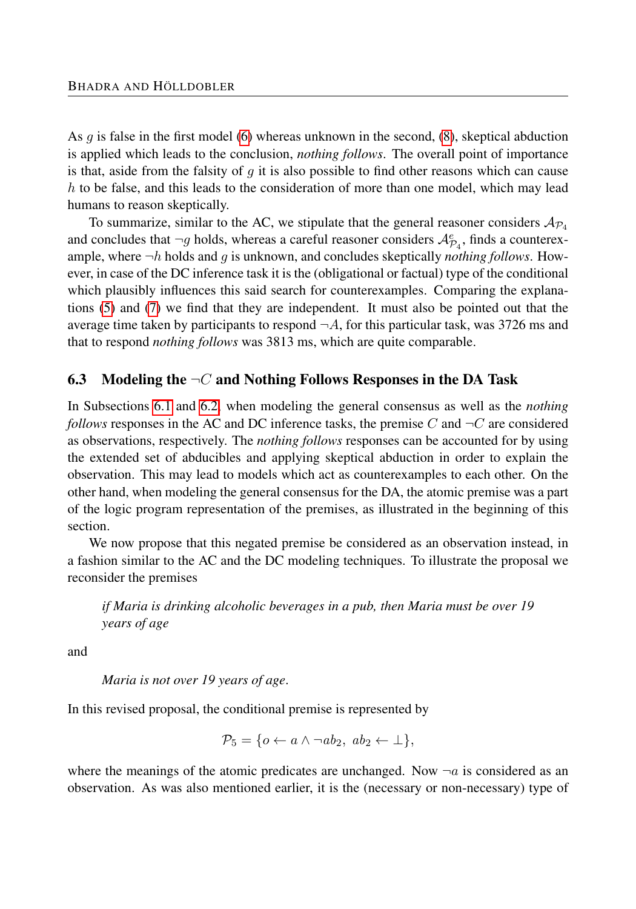As $g$ is false in the first model (6) whereas unknown in the second, (8), skeptical abduction is applied which leads to the conclusion, *nothing follows*. The overall point of importance is that, aside from the falsity of $g$ it is also possible to find other reasons which can cause $h$ to be false, and this leads to the consideration of more than one model, which may lead humans to reason skeptically.

To summarize, similar to the AC, we stipulate that the general reasoner considers $\mathcal{A}_{\mathcal{P}_4}$ and concludes that $\neg g$ holds, whereas a careful reasoner considers $\mathcal{A}^e_{\mathcal{P}_4}$, finds a counterexample, where $\neg h$ holds and $g$ is unknown, and concludes skeptically *nothing follows*. However, in case of the DC inference task it is the (obligational or factual) type of the conditional which plausibly influences this said search for counterexamples. Comparing the explanations (5) and (7) we find that they are independent. It must also be pointed out that the average time taken by participants to respond $\neg A$, for this particular task, was 3726 ms and that to respond *nothing follows* was 3813 ms, which are quite comparable.

### 6.3 Modeling the $\neg C$ and Nothing Follows Responses in the DA Task

In Subsections 6.1 and 6.2, when modeling the general consensus as well as the *nothing follows* responses in the AC and DC inference tasks, the premise $C$ and $\neg C$ are considered as observations, respectively. The *nothing follows* responses can be accounted for by using the extended set of abducibles and applying skeptical abduction in order to explain the observation. This may lead to models which act as counterexamples to each other. On the other hand, when modeling the general consensus for the DA, the atomic premise was a part of the logic program representation of the premises, as illustrated in the beginning of this section.

We now propose that this negated premise be considered as an observation instead, in a fashion similar to the AC and the DC modeling techniques. To illustrate the proposal we reconsider the premises

> *if Maria is drinking alcoholic beverages in a pub, then Maria must be over 19 years of age*

and

> *Maria is not over 19 years of age*.

In this revised proposal, the conditional premise is represented by

$$\mathcal{P}_5 = \{o \leftarrow a \wedge \neg ab_2,\ ab_2 \leftarrow \bot\},$$

where the meanings of the atomic predicates are unchanged. Now $\neg a$ is considered as an observation. As was also mentioned earlier, it is the (necessary or non-necessary) type of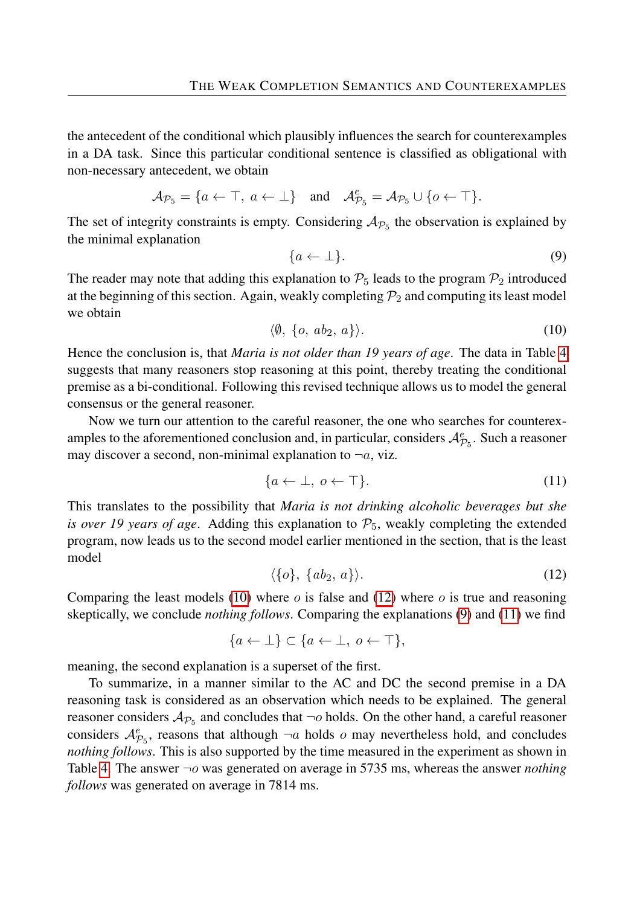the antecedent of the conditional which plausibly influences the search for counterexamples in a DA task. Since this particular conditional sentence is classified as obligational with non-necessary antecedent, we obtain

$$\mathcal{A}_{\mathcal{P}_5} = \{a \leftarrow \top,\ a \leftarrow \bot\} \quad \text{and} \quad \mathcal{A}^e_{\mathcal{P}_5} = \mathcal{A}_{\mathcal{P}_5} \cup \{o \leftarrow \top\}.$$

The set of integrity constraints is empty. Considering $\mathcal{A}_{\mathcal{P}_5}$ the observation is explained by the minimal explanation

$$\{a \leftarrow \bot\}. \tag{9}$$

The reader may note that adding this explanation to $\mathcal{P}_5$ leads to the program $\mathcal{P}_2$ introduced at the beginning of this section. Again, weakly completing $\mathcal{P}_2$ and computing its least model we obtain

$$\langle \emptyset,\ \{o,\ ab_2,\ a\}\rangle. \tag{10}$$

Hence the conclusion is, that *Maria is not older than 19 years of age*. The data in Table 4 suggests that many reasoners stop reasoning at this point, thereby treating the conditional premise as a bi-conditional. Following this revised technique allows us to model the general consensus or the general reasoner.

Now we turn our attention to the careful reasoner, the one who searches for counterexamples to the aforementioned conclusion and, in particular, considers $\mathcal{A}^e_{\mathcal{P}_5}$. Such a reasoner may discover a second, non-minimal explanation to $\neg a$, viz.

$$\{a \leftarrow \bot,\ o \leftarrow \top\}. \tag{11}$$

This translates to the possibility that *Maria is not drinking alcoholic beverages but she is over 19 years of age*. Adding this explanation to $\mathcal{P}_5$, weakly completing the extended program, now leads us to the second model earlier mentioned in the section, that is the least model

$$\langle \{o\},\ \{ab_2,\ a\}\rangle. \tag{12}$$

Comparing the least models (10) where $o$ is false and (12) where $o$ is true and reasoning skeptically, we conclude *nothing follows*. Comparing the explanations (9) and (11) we find

$$\{a \leftarrow \bot\} \subset \{a \leftarrow \bot,\ o \leftarrow \top\},$$

meaning, the second explanation is a superset of the first.

To summarize, in a manner similar to the AC and DC the second premise in a DA reasoning task is considered as an observation which needs to be explained. The general reasoner considers $\mathcal{A}_{\mathcal{P}_5}$ and concludes that $\neg o$ holds. On the other hand, a careful reasoner considers $\mathcal{A}^e_{\mathcal{P}_5}$, reasons that although $\neg a$ holds $o$ may nevertheless hold, and concludes *nothing follows*. This is also supported by the time measured in the experiment as shown in Table 4. The answer $\neg o$ was generated on average in 5735 ms, whereas the answer *nothing follows* was generated on average in 7814 ms.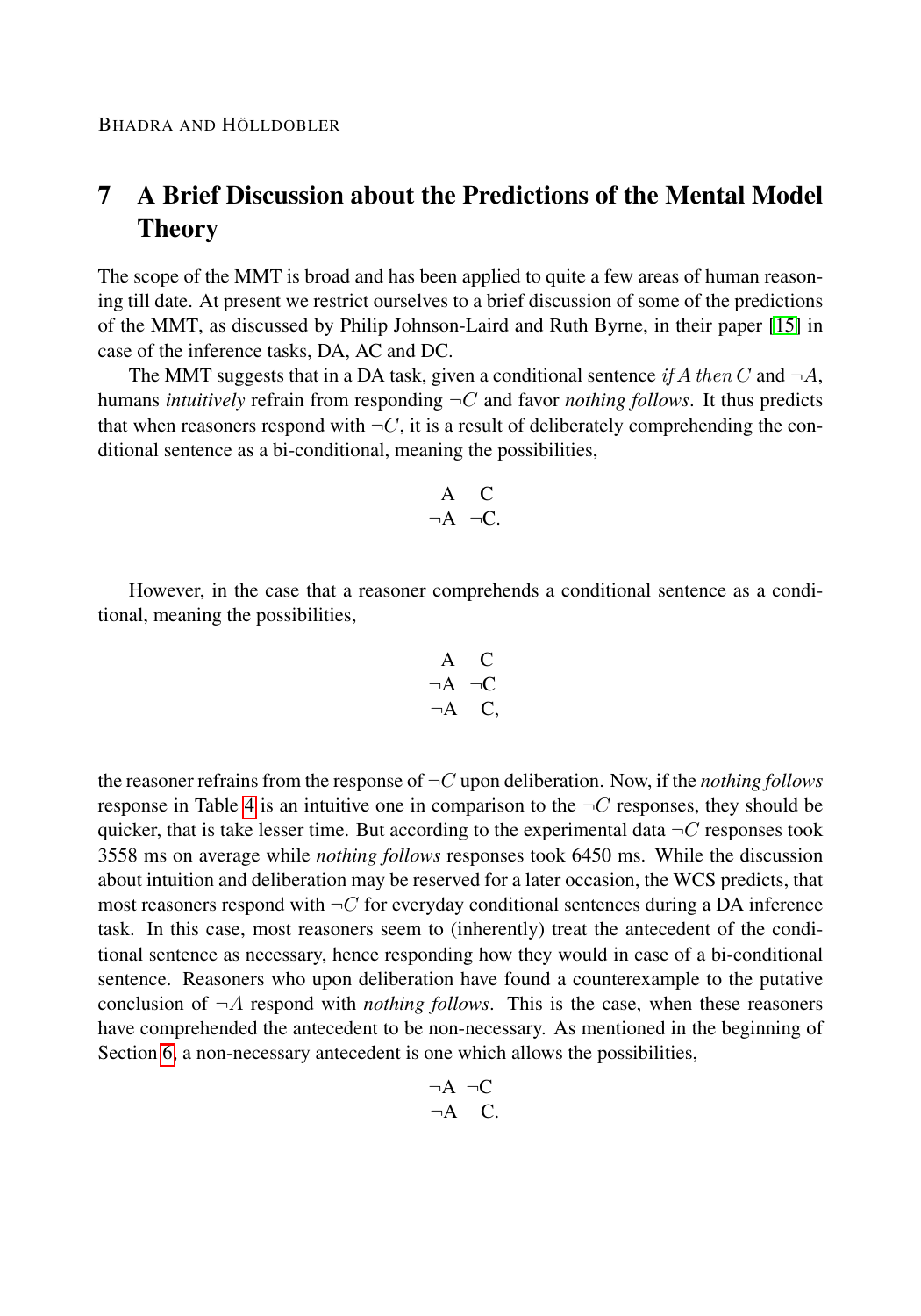# 7 A Brief Discussion about the Predictions of the Mental Model Theory

The scope of the MMT is broad and has been applied to quite a few areas of human reasoning till date. At present we restrict ourselves to a brief discussion of some of the predictions of the MMT, as discussed by Philip Johnson-Laird and Ruth Byrne, in their paper [15] in case of the inference tasks, DA, AC and DC.

The MMT suggests that in a DA task, given a conditional sentence *if* $A$ *then* $C$ and $\neg A$, humans *intuitively* refrain from responding $\neg C$ and favor *nothing follows*. It thus predicts that when reasoners respond with $\neg C$, it is a result of deliberately comprehending the conditional sentence as a bi-conditional, meaning the possibilities,

$$\begin{array}{cc} \text{A} & \text{C} \\ \neg\text{A} & \neg\text{C}. \end{array}$$

However, in the case that a reasoner comprehends a conditional sentence as a conditional, meaning the possibilities,

$$\begin{array}{cc} \text{A} & \text{C} \\ \neg\text{A} & \neg\text{C} \\ \neg\text{A} & \text{C}, \end{array}$$

the reasoner refrains from the response of $\neg C$ upon deliberation. Now, if the *nothing follows* response in Table 4 is an intuitive one in comparison to the $\neg C$ responses, they should be quicker, that is take lesser time. But according to the experimental data $\neg C$ responses took 3558 ms on average while *nothing follows* responses took 6450 ms. While the discussion about intuition and deliberation may be reserved for a later occasion, the WCS predicts, that most reasoners respond with $\neg C$ for everyday conditional sentences during a DA inference task. In this case, most reasoners seem to (inherently) treat the antecedent of the conditional sentence as necessary, hence responding how they would in case of a bi-conditional sentence. Reasoners who upon deliberation have found a counterexample to the putative conclusion of $\neg A$ respond with *nothing follows*. This is the case, when these reasoners have comprehended the antecedent to be non-necessary. As mentioned in the beginning of Section 6, a non-necessary antecedent is one which allows the possibilities,

$$\begin{array}{cc} \neg\text{A} & \neg\text{C} \\ \neg\text{A} & \text{C}. \end{array}$$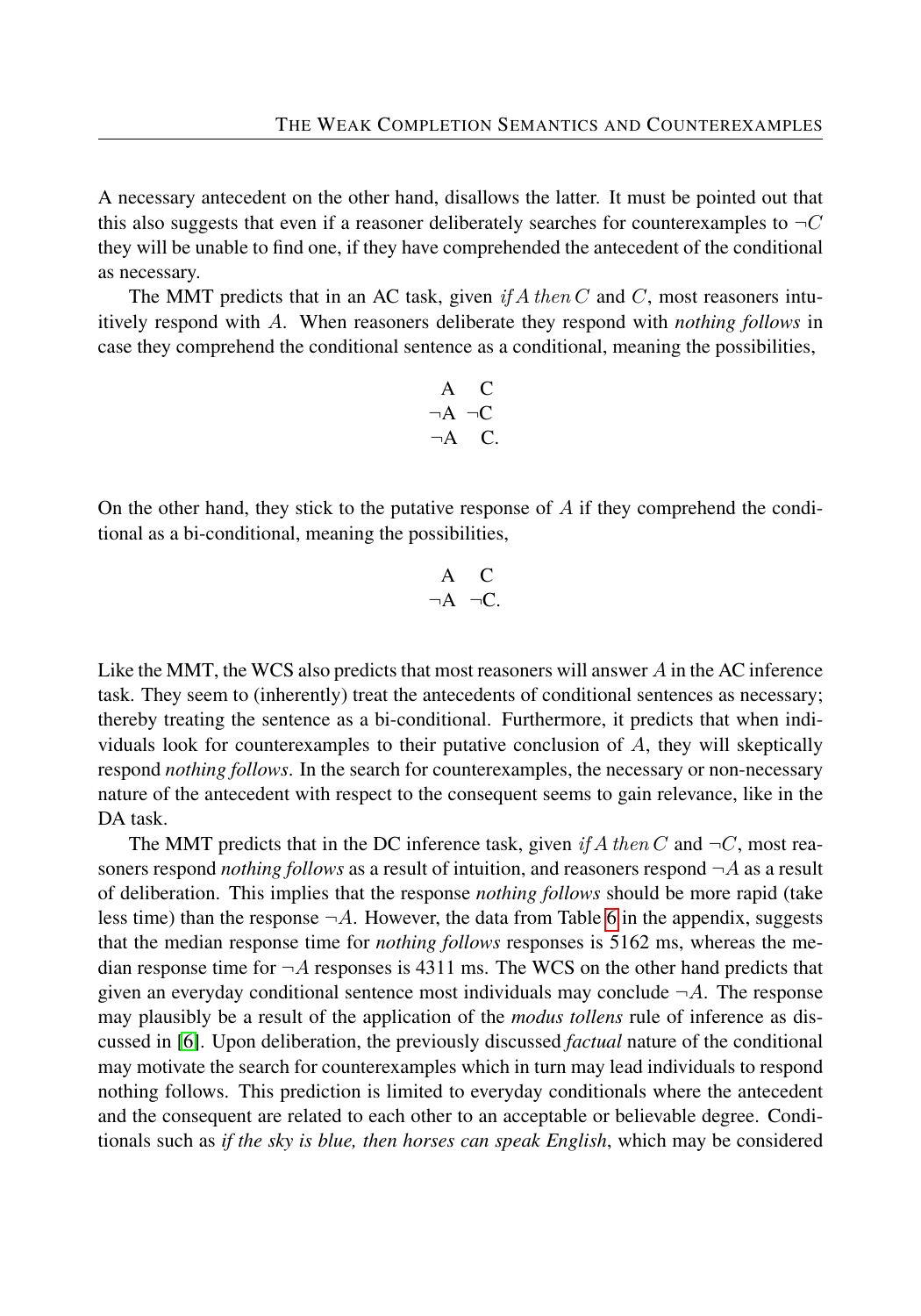A necessary antecedent on the other hand, disallows the latter. It must be pointed out that this also suggests that even if a reasoner deliberately searches for counterexamples to $\neg C$ they will be unable to find one, if they have comprehended the antecedent of the conditional as necessary.

The MMT predicts that in an AC task, given *if* $A$ *then* $C$ and $C$, most reasoners intuitively respond with $A$. When reasoners deliberate they respond with *nothing follows* in case they comprehend the conditional sentence as a conditional, meaning the possibilities,

$$\begin{array}{cc} A & C \\ \neg A & \neg C \\ \neg A & C. \end{array}$$

On the other hand, they stick to the putative response of $A$ if they comprehend the conditional as a bi-conditional, meaning the possibilities,

$$\begin{array}{cc} A & C \\ \neg A & \neg C. \end{array}$$

Like the MMT, the WCS also predicts that most reasoners will answer $A$ in the AC inference task. They seem to (inherently) treat the antecedents of conditional sentences as necessary; thereby treating the sentence as a bi-conditional. Furthermore, it predicts that when individuals look for counterexamples to their putative conclusion of $A$, they will skeptically respond *nothing follows*. In the search for counterexamples, the necessary or non-necessary nature of the antecedent with respect to the consequent seems to gain relevance, like in the DA task.

The MMT predicts that in the DC inference task, given *if* $A$ *then* $C$ and $\neg C$, most reasoners respond *nothing follows* as a result of intuition, and reasoners respond $\neg A$ as a result of deliberation. This implies that the response *nothing follows* should be more rapid (take less time) than the response $\neg A$. However, the data from Table 6 in the appendix, suggests that the median response time for *nothing follows* responses is 5162 ms, whereas the median response time for $\neg A$ responses is 4311 ms. The WCS on the other hand predicts that given an everyday conditional sentence most individuals may conclude $\neg A$. The response may plausibly be a result of the application of the *modus tollens* rule of inference as discussed in [6]. Upon deliberation, the previously discussed *factual* nature of the conditional may motivate the search for counterexamples which in turn may lead individuals to respond nothing follows. This prediction is limited to everyday conditionals where the antecedent and the consequent are related to each other to an acceptable or believable degree. Conditionals such as *if the sky is blue, then horses can speak English*, which may be considered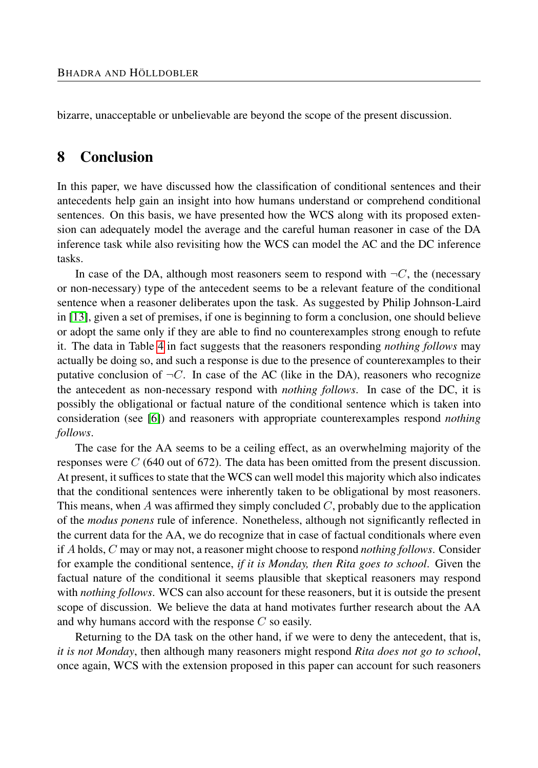bizarre, unacceptable or unbelievable are beyond the scope of the present discussion.

# 8 Conclusion

In this paper, we have discussed how the classification of conditional sentences and their antecedents help gain an insight into how humans understand or comprehend conditional sentences. On this basis, we have presented how the WCS along with its proposed extension can adequately model the average and the careful human reasoner in case of the DA inference task while also revisiting how the WCS can model the AC and the DC inference tasks.

In case of the DA, although most reasoners seem to respond with $\neg C$, the (necessary or non-necessary) type of the antecedent seems to be a relevant feature of the conditional sentence when a reasoner deliberates upon the task. As suggested by Philip Johnson-Laird in [13], given a set of premises, if one is beginning to form a conclusion, one should believe or adopt the same only if they are able to find no counterexamples strong enough to refute it. The data in Table 4 in fact suggests that the reasoners responding *nothing follows* may actually be doing so, and such a response is due to the presence of counterexamples to their putative conclusion of $\neg C$. In case of the AC (like in the DA), reasoners who recognize the antecedent as non-necessary respond with *nothing follows*. In case of the DC, it is possibly the obligational or factual nature of the conditional sentence which is taken into consideration (see [6]) and reasoners with appropriate counterexamples respond *nothing follows*.

The case for the AA seems to be a ceiling effect, as an overwhelming majority of the responses were $C$ (640 out of 672). The data has been omitted from the present discussion. At present, it suffices to state that the WCS can well model this majority which also indicates that the conditional sentences were inherently taken to be obligational by most reasoners. This means, when $A$ was affirmed they simply concluded $C$, probably due to the application of the *modus ponens* rule of inference. Nonetheless, although not significantly reflected in the current data for the AA, we do recognize that in case of factual conditionals where even if $A$ holds, $C$ may or may not, a reasoner might choose to respond *nothing follows*. Consider for example the conditional sentence, *if it is Monday, then Rita goes to school*. Given the factual nature of the conditional it seems plausible that skeptical reasoners may respond with *nothing follows*. WCS can also account for these reasoners, but it is outside the present scope of discussion. We believe the data at hand motivates further research about the AA and why humans accord with the response $C$ so easily.

Returning to the DA task on the other hand, if we were to deny the antecedent, that is, *it is not Monday*, then although many reasoners might respond *Rita does not go to school*, once again, WCS with the extension proposed in this paper can account for such reasoners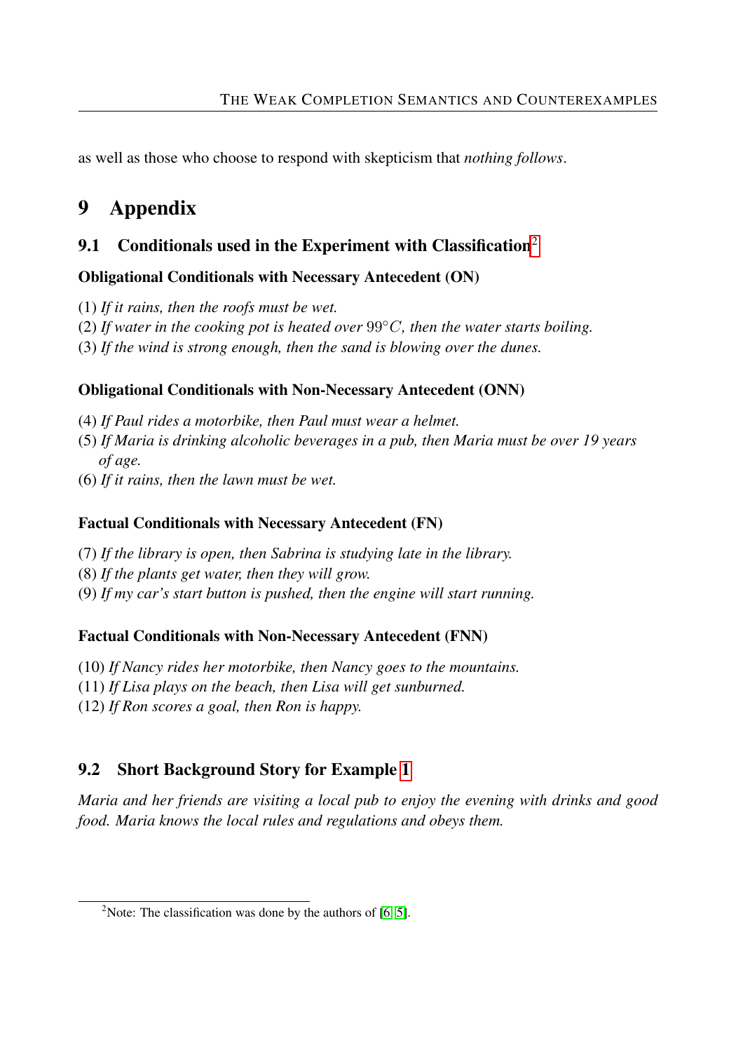as well as those who choose to respond with skepticism that *nothing follows*.

# 9 Appendix

## 9.1 Conditionals used in the Experiment with Classification[2]

**Obligational Conditionals with Necessary Antecedent (ON)**

(1) *If it rains, then the roofs must be wet.*
(2) *If water in the cooking pot is heated over* $99°C$*, then the water starts boiling.*
(3) *If the wind is strong enough, then the sand is blowing over the dunes.*

**Obligational Conditionals with Non-Necessary Antecedent (ONN)**

(4) *If Paul rides a motorbike, then Paul must wear a helmet.*
(5) *If Maria is drinking alcoholic beverages in a pub, then Maria must be over 19 years of age.*
(6) *If it rains, then the lawn must be wet.*

**Factual Conditionals with Necessary Antecedent (FN)**

(7) *If the library is open, then Sabrina is studying late in the library.*
(8) *If the plants get water, then they will grow.*
(9) *If my car's start button is pushed, then the engine will start running.*

**Factual Conditionals with Non-Necessary Antecedent (FNN)**

(10) *If Nancy rides her motorbike, then Nancy goes to the mountains.*
(11) *If Lisa plays on the beach, then Lisa will get sunburned.*
(12) *If Ron scores a goal, then Ron is happy.*

## 9.2 Short Background Story for Example 1

*Maria and her friends are visiting a local pub to enjoy the evening with drinks and good food. Maria knows the local rules and regulations and obeys them.*

[2]Note: The classification was done by the authors of [6, 5].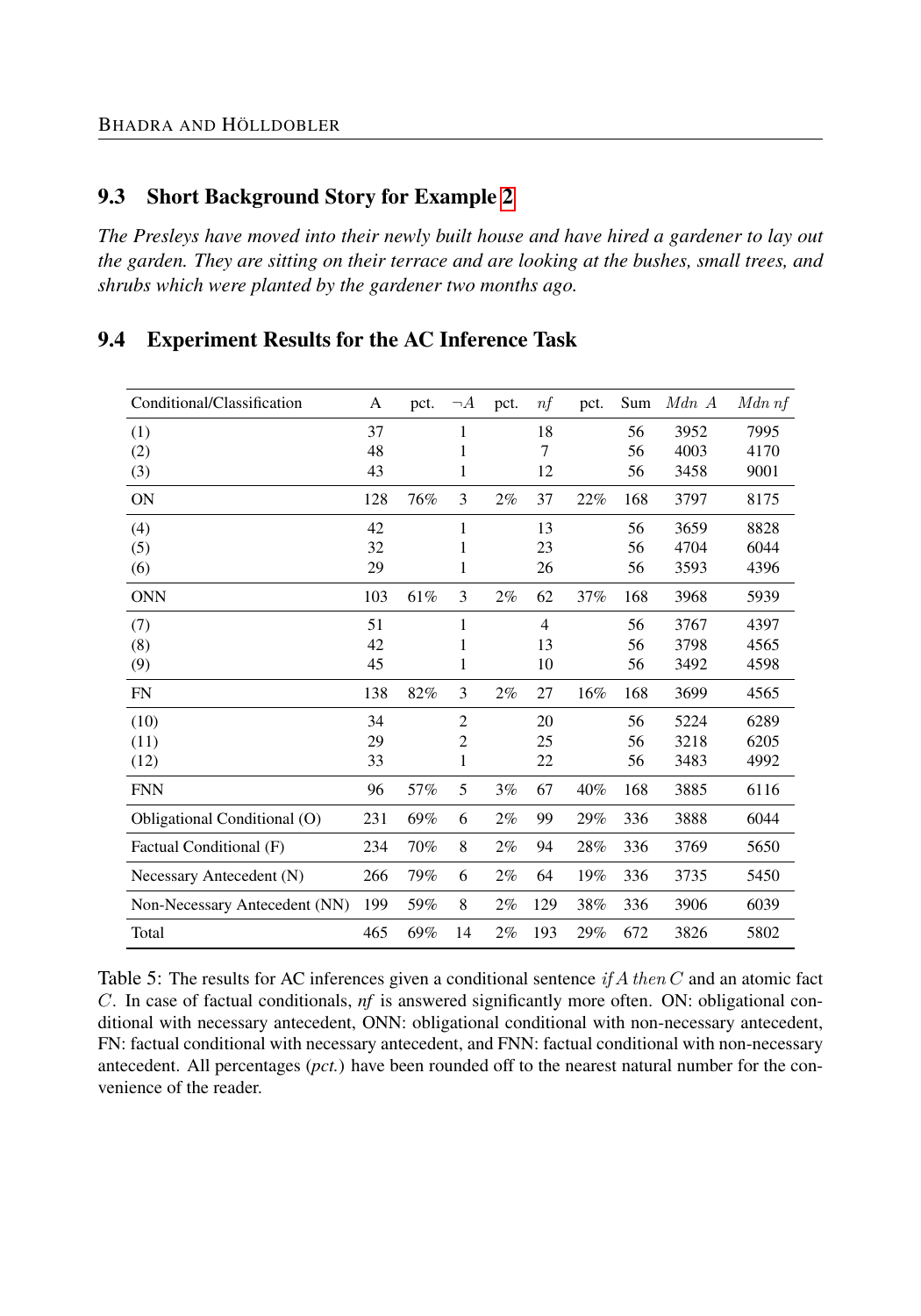## 9.3 Short Background Story for Example 2

*The Presleys have moved into their newly built house and have hired a gardener to lay out the garden. They are sitting on their terrace and are looking at the bushes, small trees, and shrubs which were planted by the gardener two months ago.*

## 9.4 Experiment Results for the AC Inference Task

| Conditional/Classification | A | pct. | $\neg A$ | pct. | $nf$ | pct. | Sum | $Mdn\ A$ | $Mdn\ nf$ |
|---|---|---|---|---|---|---|---|---|---|
| (1) | 37 | | 1 | | 18 | | 56 | 3952 | 7995 |
| (2) | 48 | | 1 | | 7 | | 56 | 4003 | 4170 |
| (3) | 43 | | 1 | | 12 | | 56 | 3458 | 9001 |
| ON | 128 | 76% | 3 | 2% | 37 | 22% | 168 | 3797 | 8175 |
| (4) | 42 | | 1 | | 13 | | 56 | 3659 | 8828 |
| (5) | 32 | | 1 | | 23 | | 56 | 4704 | 6044 |
| (6) | 29 | | 1 | | 26 | | 56 | 3593 | 4396 |
| ONN | 103 | 61% | 3 | 2% | 62 | 37% | 168 | 3968 | 5939 |
| (7) | 51 | | 1 | | 4 | | 56 | 3767 | 4397 |
| (8) | 42 | | 1 | | 13 | | 56 | 3798 | 4565 |
| (9) | 45 | | 1 | | 10 | | 56 | 3492 | 4598 |
| FN | 138 | 82% | 3 | 2% | 27 | 16% | 168 | 3699 | 4565 |
| (10) | 34 | | 2 | | 20 | | 56 | 5224 | 6289 |
| (11) | 29 | | 2 | | 25 | | 56 | 3218 | 6205 |
| (12) | 33 | | 1 | | 22 | | 56 | 3483 | 4992 |
| FNN | 96 | 57% | 5 | 3% | 67 | 40% | 168 | 3885 | 6116 |
| Obligational Conditional (O) | 231 | 69% | 6 | 2% | 99 | 29% | 336 | 3888 | 6044 |
| Factual Conditional (F) | 234 | 70% | 8 | 2% | 94 | 28% | 336 | 3769 | 5650 |
| Necessary Antecedent (N) | 266 | 79% | 6 | 2% | 64 | 19% | 336 | 3735 | 5450 |
| Non-Necessary Antecedent (NN) | 199 | 59% | 8 | 2% | 129 | 38% | 336 | 3906 | 6039 |
| Total | 465 | 69% | 14 | 2% | 193 | 29% | 672 | 3826 | 5802 |

Table 5: The results for AC inferences given a conditional sentence $if\, A\, then\, C$ and an atomic fact $C$. In case of factual conditionals, *nf* is answered significantly more often. ON: obligational conditional with necessary antecedent, ONN: obligational conditional with non-necessary antecedent, FN: factual conditional with necessary antecedent, and FNN: factual conditional with non-necessary antecedent. All percentages (*pct.*) have been rounded off to the nearest natural number for the convenience of the reader.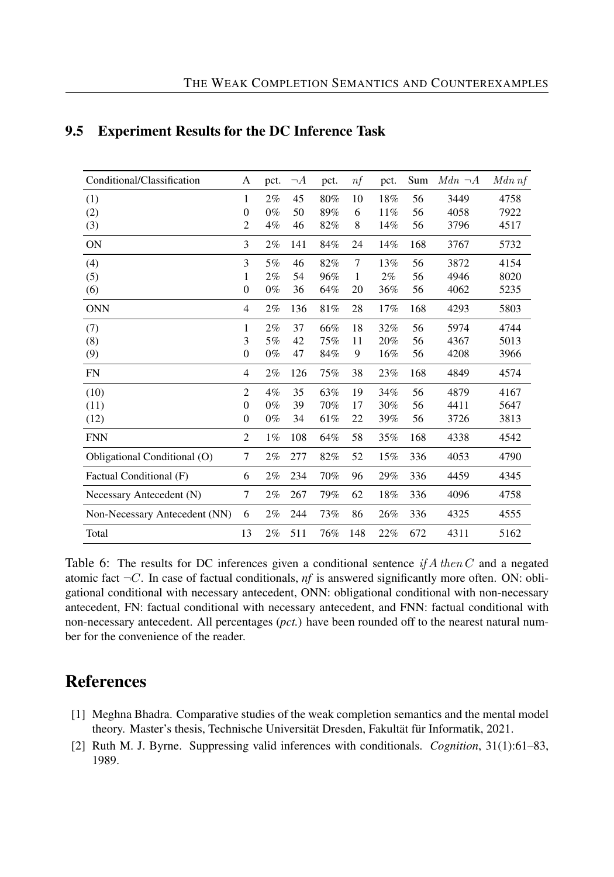## 9.5 Experiment Results for the DC Inference Task

| Conditional/Classification | A | pct. | $\neg A$ | pct. | $nf$ | pct. | Sum | $Mdn\ \neg A$ | $Mdn\ nf$ |
|---|---|---|---|---|---|---|---|---|---|
| (1) | 1 | 2% | 45 | 80% | 10 | 18% | 56 | 3449 | 4758 |
| (2) | 0 | 0% | 50 | 89% | 6 | 11% | 56 | 4058 | 7922 |
| (3) | 2 | 4% | 46 | 82% | 8 | 14% | 56 | 3796 | 4517 |
| ON | 3 | 2% | 141 | 84% | 24 | 14% | 168 | 3767 | 5732 |
| (4) | 3 | 5% | 46 | 82% | 7 | 13% | 56 | 3872 | 4154 |
| (5) | 1 | 2% | 54 | 96% | 1 | 2% | 56 | 4946 | 8020 |
| (6) | 0 | 0% | 36 | 64% | 20 | 36% | 56 | 4062 | 5235 |
| ONN | 4 | 2% | 136 | 81% | 28 | 17% | 168 | 4293 | 5803 |
| (7) | 1 | 2% | 37 | 66% | 18 | 32% | 56 | 5974 | 4744 |
| (8) | 3 | 5% | 42 | 75% | 11 | 20% | 56 | 4367 | 5013 |
| (9) | 0 | 0% | 47 | 84% | 9 | 16% | 56 | 4208 | 3966 |
| FN | 4 | 2% | 126 | 75% | 38 | 23% | 168 | 4849 | 4574 |
| (10) | 2 | 4% | 35 | 63% | 19 | 34% | 56 | 4879 | 4167 |
| (11) | 0 | 0% | 39 | 70% | 17 | 30% | 56 | 4411 | 5647 |
| (12) | 0 | 0% | 34 | 61% | 22 | 39% | 56 | 3726 | 3813 |
| FNN | 2 | 1% | 108 | 64% | 58 | 35% | 168 | 4338 | 4542 |
| Obligational Conditional (O) | 7 | 2% | 277 | 82% | 52 | 15% | 336 | 4053 | 4790 |
| Factual Conditional (F) | 6 | 2% | 234 | 70% | 96 | 29% | 336 | 4459 | 4345 |
| Necessary Antecedent (N) | 7 | 2% | 267 | 79% | 62 | 18% | 336 | 4096 | 4758 |
| Non-Necessary Antecedent (NN) | 6 | 2% | 244 | 73% | 86 | 26% | 336 | 4325 | 4555 |
| Total | 13 | 2% | 511 | 76% | 148 | 22% | 672 | 4311 | 5162 |

Table 6: The results for DC inferences given a conditional sentence $if\,A\,then\,C$ and a negated atomic fact $\neg C$. In case of factual conditionals, *nf* is answered significantly more often. ON: obligational conditional with necessary antecedent, ONN: obligational conditional with non-necessary antecedent, FN: factual conditional with necessary antecedent, and FNN: factual conditional with non-necessary antecedent. All percentages (*pct.*) have been rounded off to the nearest natural number for the convenience of the reader.

# References

[1] Meghna Bhadra. Comparative studies of the weak completion semantics and the mental model theory. Master's thesis, Technische Universität Dresden, Fakultät für Informatik, 2021.

[2] Ruth M. J. Byrne. Suppressing valid inferences with conditionals. *Cognition*, 31(1):61–83, 1989.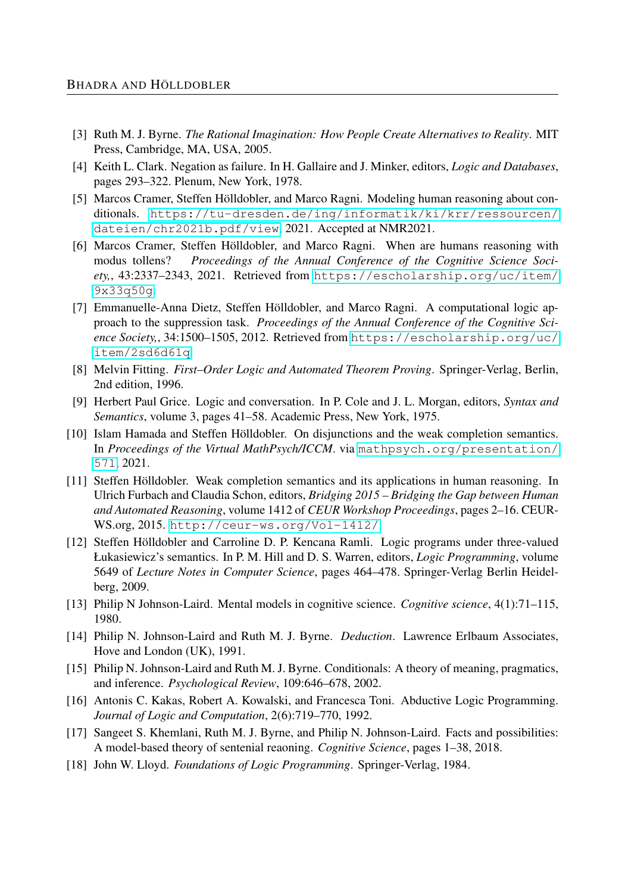[3] Ruth M. J. Byrne. *The Rational Imagination: How People Create Alternatives to Reality*. MIT Press, Cambridge, MA, USA, 2005.

[4] Keith L. Clark. Negation as failure. In H. Gallaire and J. Minker, editors, *Logic and Databases*, pages 293–322. Plenum, New York, 1978.

[5] Marcos Cramer, Steffen Hölldobler, and Marco Ragni. Modeling human reasoning about conditionals. `https://tu-dresden.de/ing/informatik/ki/krr/ressourcen/dateien/chr2021b.pdf/view`, 2021. Accepted at NMR2021.

[6] Marcos Cramer, Steffen Hölldobler, and Marco Ragni. When are humans reasoning with modus tollens? *Proceedings of the Annual Conference of the Cognitive Science Society,*, 43:2337–2343, 2021. Retrieved from `https://escholarship.org/uc/item/9x33q50g`.

[7] Emmanuelle-Anna Dietz, Steffen Hölldobler, and Marco Ragni. A computational logic approach to the suppression task. *Proceedings of the Annual Conference of the Cognitive Science Society,*, 34:1500–1505, 2012. Retrieved from `https://escholarship.org/uc/item/2sd6d61q`.

[8] Melvin Fitting. *First–Order Logic and Automated Theorem Proving*. Springer-Verlag, Berlin, 2nd edition, 1996.

[9] Herbert Paul Grice. Logic and conversation. In P. Cole and J. L. Morgan, editors, *Syntax and Semantics*, volume 3, pages 41–58. Academic Press, New York, 1975.

[10] Islam Hamada and Steffen Hölldobler. On disjunctions and the weak completion semantics. In *Proceedings of the Virtual MathPsych/ICCM*. via `mathpsych.org/presentation/571`, 2021.

[11] Steffen Hölldobler. Weak completion semantics and its applications in human reasoning. In Ulrich Furbach and Claudia Schon, editors, *Bridging 2015 – Bridging the Gap between Human and Automated Reasoning*, volume 1412 of *CEUR Workshop Proceedings*, pages 2–16. CEUR-WS.org, 2015. `http://ceur-ws.org/Vol-1412/`.

[12] Steffen Hölldobler and Carroline D. P. Kencana Ramli. Logic programs under three-valued Łukasiewicz's semantics. In P. M. Hill and D. S. Warren, editors, *Logic Programming*, volume 5649 of *Lecture Notes in Computer Science*, pages 464–478. Springer-Verlag Berlin Heidelberg, 2009.

[13] Philip N Johnson-Laird. Mental models in cognitive science. *Cognitive science*, 4(1):71–115, 1980.

[14] Philip N. Johnson-Laird and Ruth M. J. Byrne. *Deduction*. Lawrence Erlbaum Associates, Hove and London (UK), 1991.

[15] Philip N. Johnson-Laird and Ruth M. J. Byrne. Conditionals: A theory of meaning, pragmatics, and inference. *Psychological Review*, 109:646–678, 2002.

[16] Antonis C. Kakas, Robert A. Kowalski, and Francesca Toni. Abductive Logic Programming. *Journal of Logic and Computation*, 2(6):719–770, 1992.

[17] Sangeet S. Khemlani, Ruth M. J. Byrne, and Philip N. Johnson-Laird. Facts and possibilities: A model-based theory of sentenial reaoning. *Cognitive Science*, pages 1–38, 2018.

[18] John W. Lloyd. *Foundations of Logic Programming*. Springer-Verlag, 1984.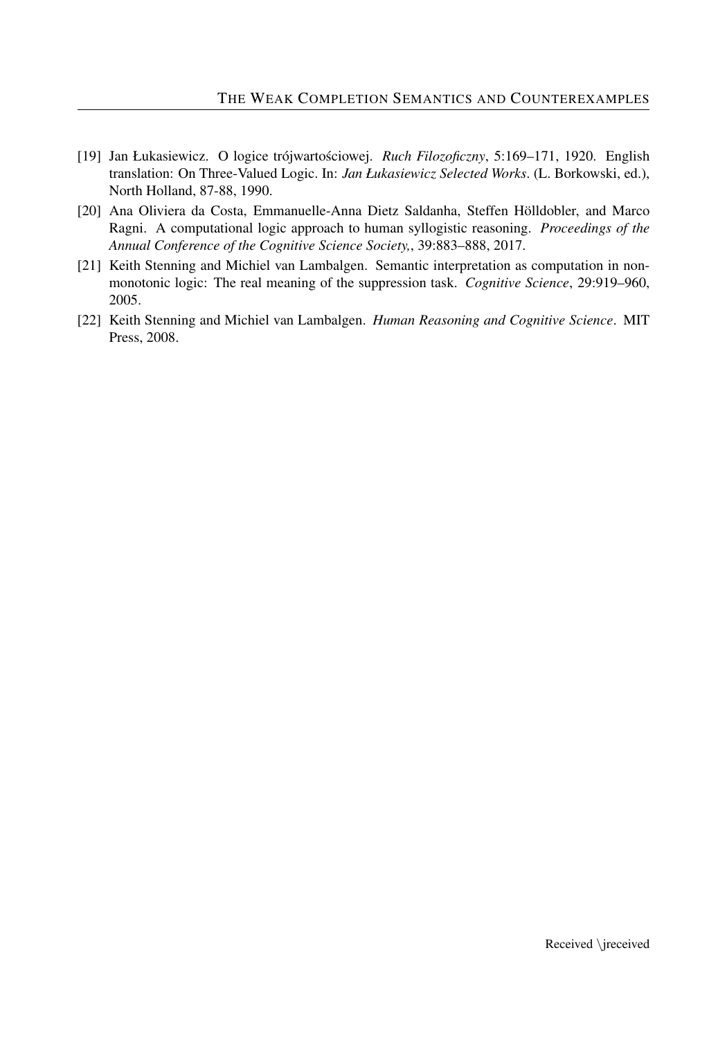[19] Jan Łukasiewicz. O logice trójwartościowej. *Ruch Filozoficzny*, 5:169–171, 1920. English translation: On Three-Valued Logic. In: *Jan Łukasiewicz Selected Works*. (L. Borkowski, ed.), North Holland, 87-88, 1990.

[20] Ana Oliviera da Costa, Emmanuelle-Anna Dietz Saldanha, Steffen Hölldobler, and Marco Ragni. A computational logic approach to human syllogistic reasoning. *Proceedings of the Annual Conference of the Cognitive Science Society,*, 39:883–888, 2017.

[21] Keith Stenning and Michiel van Lambalgen. Semantic interpretation as computation in non-monotonic logic: The real meaning of the suppression task. *Cognitive Science*, 29:919–960, 2005.

[22] Keith Stenning and Michiel van Lambalgen. *Human Reasoning and Cognitive Science*. MIT Press, 2008.

Received \jreceived